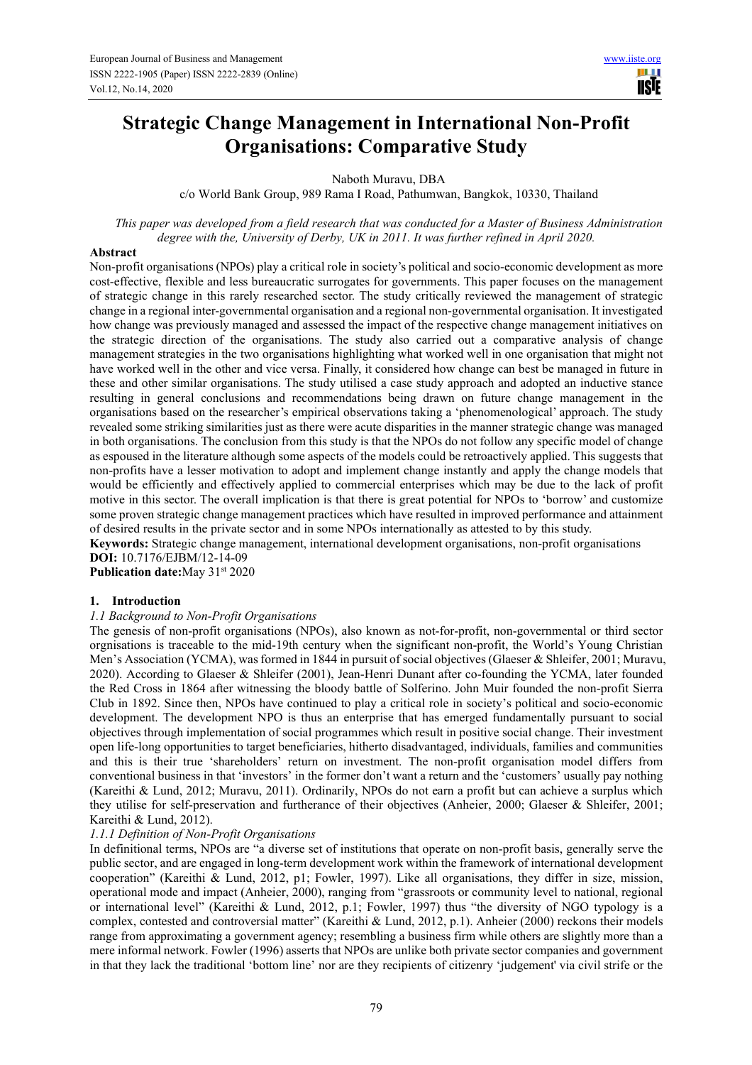# Strategic Change Management in International Non-Profit Organisations: Comparative Study

Naboth Muravu, DBA

c/o World Bank Group, 989 Rama I Road, Pathumwan, Bangkok, 10330, Thailand

*This paper was developed from a field research that was conducted for a Master of Business Administration degree with the, University of Derby, UK in 2011. It was further refined in April 2020.*

## Abstract

Non-profit organisations (NPOs) play a critical role in society's political and socio-economic development as more cost-effective, flexible and less bureaucratic surrogates for governments. This paper focuses on the management of strategic change in this rarely researched sector. The study critically reviewed the management of strategic change in a regional inter-governmental organisation and a regional non-governmental organisation. It investigated how change was previously managed and assessed the impact of the respective change management initiatives on the strategic direction of the organisations. The study also carried out a comparative analysis of change management strategies in the two organisations highlighting what worked well in one organisation that might not have worked well in the other and vice versa. Finally, it considered how change can best be managed in future in these and other similar organisations. The study utilised a case study approach and adopted an inductive stance resulting in general conclusions and recommendations being drawn on future change management in the organisations based on the researcher's empirical observations taking a 'phenomenological' approach. The study revealed some striking similarities just as there were acute disparities in the manner strategic change was managed in both organisations. The conclusion from this study is that the NPOs do not follow any specific model of change as espoused in the literature although some aspects of the models could be retroactively applied. This suggests that non-profits have a lesser motivation to adopt and implement change instantly and apply the change models that would be efficiently and effectively applied to commercial enterprises which may be due to the lack of profit motive in this sector. The overall implication is that there is great potential for NPOs to 'borrow' and customize some proven strategic change management practices which have resulted in improved performance and attainment of desired results in the private sector and in some NPOs internationally as attested to by this study.

**Keywords:** Strategic change management, international development organisations, non-profit organisations

**DOI:** 10.7176/EJBM/12-14-09

**Publication date:** May 31st 2020

## 1. Introduction

### *1.1 Background to Non-Profit Organisations*

The genesis of non-profit organisations (NPOs), also known as not-for-profit, non-governmental or third sector orgnisations is traceable to the mid-19th century when the significant non-profit, the World's Young Christian Men's Association (YCMA), was formed in 1844 in pursuit of social objectives (Glaeser & Shleifer, 2001; Muravu, 2020). According to Glaeser & Shleifer (2001), Jean-Henri Dunant after co-founding the YCMA, later founded the Red Cross in 1864 after witnessing the bloody battle of Solferino. John Muir founded the non-profit Sierra Club in 1892. Since then, NPOs have continued to play a critical role in society's political and socio-economic development. The development NPO is thus an enterprise that has emerged fundamentally pursuant to social objectives through implementation of social programmes which result in positive social change. Their investment open life-long opportunities to target beneficiaries, hitherto disadvantaged, individuals, families and communities and this is their true 'shareholders' return on investment. The non-profit organisation model differs from conventional business in that 'investors' in the former don't want a return and the 'customers' usually pay nothing (Kareithi & Lund, 2012; Muravu, 2011). Ordinarily, NPOs do not earn a profit but can achieve a surplus which they utilise for self-preservation and furtherance of their objectives (Anheier, 2000; Glaeser & Shleifer, 2001; Kareithi & Lund, 2012).

#### *1.1.1 Definition of Non-Profit Organisations*

In definitional terms, NPOs are "a diverse set of institutions that operate on non-profit basis, generally serve the public sector, and are engaged in long-term development work within the framework of international development cooperation" (Kareithi & Lund, 2012, p1; Fowler, 1997). Like all organisations, they differ in size, mission, operational mode and impact (Anheier, 2000), ranging from "grassroots or community level to national, regional or international level" (Kareithi & Lund, 2012, p.1; Fowler, 1997) thus "the diversity of NGO typology is a complex, contested and controversial matter" (Kareithi & Lund, 2012, p.1). Anheier (2000) reckons their models range from approximating a government agency; resembling a business firm while others are slightly more than a mere informal network. Fowler (1996) asserts that NPOs are unlike both private sector companies and government in that they lack the traditional 'bottom line' nor are they recipients of citizenry 'judgement' via civil strife or the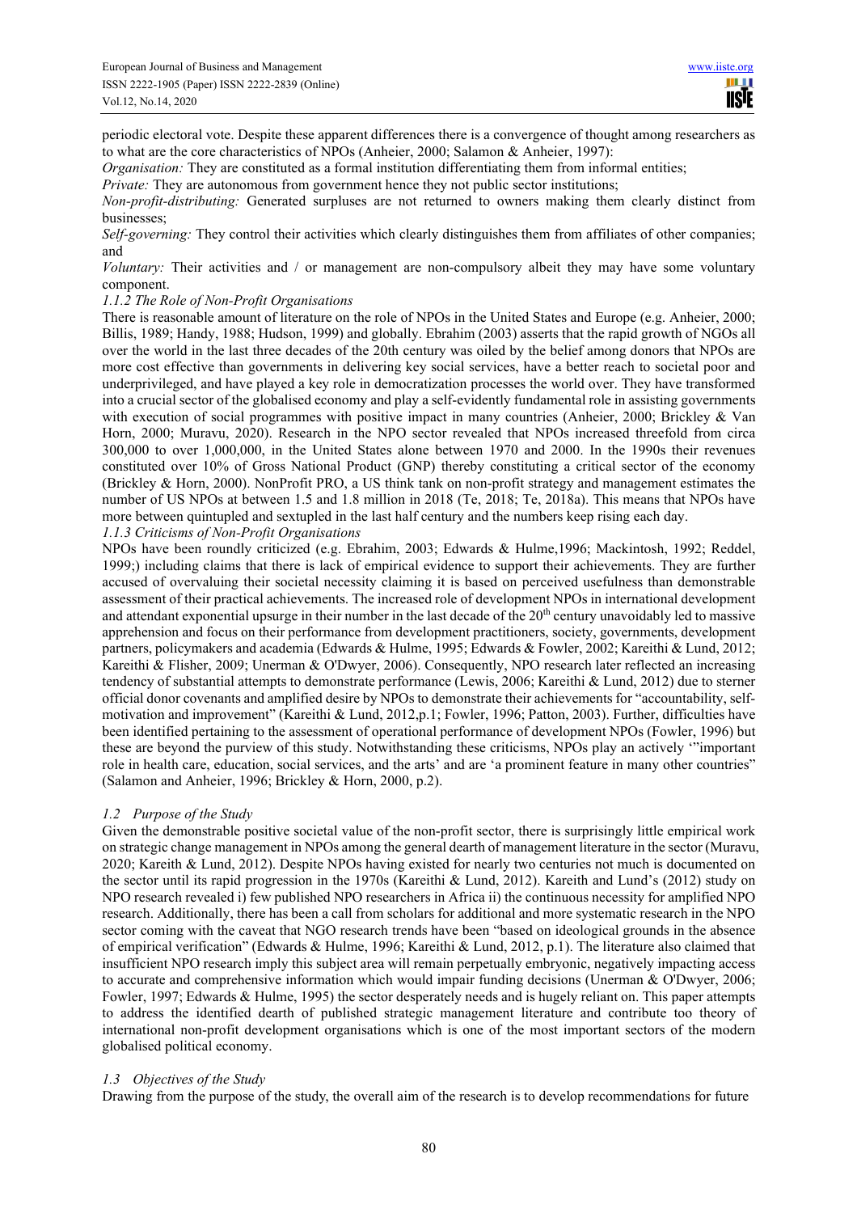periodic electoral vote. Despite these apparent differences there is a convergence of thought among researchers as to what are the core characteristics of NPOs (Anheier, 2000; Salamon & Anheier, 1997):

*Organisation:* They are constituted as a formal institution differentiating them from informal entities;

*Private:* They are autonomous from government hence they not public sector institutions;

*Non-profit-distributing:* Generated surpluses are not returned to owners making them clearly distinct from businesses;

*Self-governing:* They control their activities which clearly distinguishes them from affiliates of other companies; and

*Voluntary:* Their activities and / or management are non-compulsory albeit they may have some voluntary component.

### *1.1.2 The Role of Non-Profit Organisations*

There is reasonable amount of literature on the role of NPOs in the United States and Europe (e.g. Anheier, 2000; Billis, 1989; Handy, 1988; Hudson, 1999) and globally. Ebrahim (2003) asserts that the rapid growth of NGOs all over the world in the last three decades of the 20th century was oiled by the belief among donors that NPOs are more cost effective than governments in delivering key social services, have a better reach to societal poor and underprivileged, and have played a key role in democratization processes the world over. They have transformed into a crucial sector of the globalised economy and play a self-evidently fundamental role in assisting governments with execution of social programmes with positive impact in many countries (Anheier, 2000; Brickley & Van Horn, 2000; Muravu, 2020). Research in the NPO sector revealed that NPOs increased threefold from circa 300,000 to over 1,000,000, in the United States alone between 1970 and 2000. In the 1990s their revenues constituted over 10% of Gross National Product (GNP) thereby constituting a critical sector of the economy (Brickley & Horn, 2000). NonProfit PRO, a US think tank on non-profit strategy and management estimates the number of US NPOs at between 1.5 and 1.8 million in 2018 (Te, 2018; Te, 2018a). This means that NPOs have more between quintupled and sextupled in the last half century and the numbers keep rising each day.

### *1.1.3 Criticisms of Non-Profit Organisations*

NPOs have been roundly criticized (e.g. Ebrahim, 2003; Edwards & Hulme,1996; Mackintosh, 1992; Reddel, 1999;) including claims that there is lack of empirical evidence to support their achievements. They are further accused of overvaluing their societal necessity claiming it is based on perceived usefulness than demonstrable assessment of their practical achievements. The increased role of development NPOs in international development and attendant exponential upsurge in their number in the last decade of the 20th century unavoidably led to massive apprehension and focus on their performance from development practitioners, society, governments, development partners, policymakers and academia (Edwards & Hulme, 1995; Edwards & Fowler, 2002; Kareithi & Lund, 2012; Kareithi & Flisher, 2009; Unerman & O'Dwyer, 2006). Consequently, NPO research later reflected an increasing tendency of substantial attempts to demonstrate performance (Lewis, 2006; Kareithi & Lund, 2012) due to sterner official donor covenants and amplified desire by NPOs to demonstrate their achievements for "accountability, self-motivation and improvement" (Kareithi & Lund, 2012,p.1; Fowler, 1996; Patton, 2003). Further, difficulties have been identified pertaining to the assessment of operational performance of development NPOs (Fowler, 1996) but these are beyond the purview of this study. Notwithstanding these criticisms, NPOs play an actively '"important role in health care, education, social services, and the arts' and are 'a prominent feature in many other countries" (Salamon and Anheier, 1996; Brickley & Horn, 2000, p.2).

## *1.2 Purpose of the Study*

Given the demonstrable positive societal value of the non-profit sector, there is surprisingly little empirical work on strategic change management in NPOs among the general dearth of management literature in the sector (Muravu, 2020; Kareith & Lund, 2012). Despite NPOs having existed for nearly two centuries not much is documented on the sector until its rapid progression in the 1970s (Kareithi & Lund, 2012). Kareith and Lund's (2012) study on NPO research revealed i) few published NPO researchers in Africa ii) the continuous necessity for amplified NPO research. Additionally, there has been a call from scholars for additional and more systematic research in the NPO sector coming with the caveat that NGO research trends have been "based on ideological grounds in the absence of empirical verification" (Edwards & Hulme, 1996; Kareithi & Lund, 2012, p.1). The literature also claimed that insufficient NPO research imply this subject area will remain perpetually embryonic, negatively impacting access to accurate and comprehensive information which would impair funding decisions (Unerman & O'Dwyer, 2006; Fowler, 1997; Edwards & Hulme, 1995) the sector desperately needs and is hugely reliant on. This paper attempts to address the identified dearth of published strategic management literature and contribute too theory of international non-profit development organisations which is one of the most important sectors of the modern globalised political economy.

## *1.3 Objectives of the Study*

Drawing from the purpose of the study, the overall aim of the research is to develop recommendations for future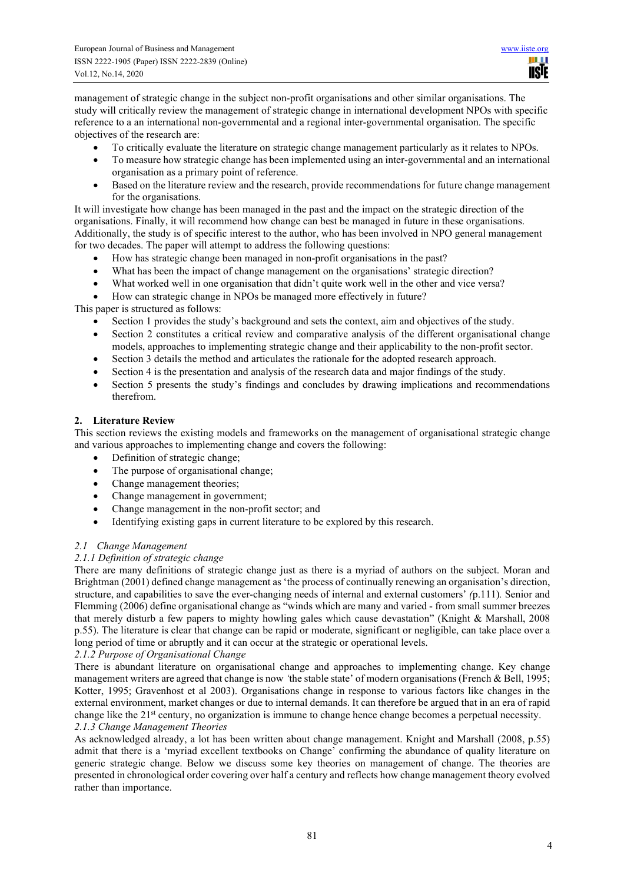management of strategic change in the subject non-profit organisations and other similar organisations. The study will critically review the management of strategic change in international development NPOs with specific reference to a an international non-governmental and a regional inter-governmental organisation. The specific objectives of the research are:

- To critically evaluate the literature on strategic change management particularly as it relates to NPOs.
- To measure how strategic change has been implemented using an inter-governmental and an international organisation as a primary point of reference.
- Based on the literature review and the research, provide recommendations for future change management for the organisations.

It will investigate how change has been managed in the past and the impact on the strategic direction of the organisations. Finally, it will recommend how change can best be managed in future in these organisations. Additionally, the study is of specific interest to the author, who has been involved in NPO general management for two decades. The paper will attempt to address the following questions:

- How has strategic change been managed in non-profit organisations in the past?
- What has been the impact of change management on the organisations' strategic direction?
- What worked well in one organisation that didn't quite work well in the other and vice versa?
- How can strategic change in NPOs be managed more effectively in future?

This paper is structured as follows:

- Section 1 provides the study's background and sets the context, aim and objectives of the study.
- Section 2 constitutes a critical review and comparative analysis of the different organisational change models, approaches to implementing strategic change and their applicability to the non-profit sector.
- Section 3 details the method and articulates the rationale for the adopted research approach.
- Section 4 is the presentation and analysis of the research data and major findings of the study.
- Section 5 presents the study's findings and concludes by drawing implications and recommendations therefrom.

## 2. Literature Review

This section reviews the existing models and frameworks on the management of organisational strategic change and various approaches to implementing change and covers the following:

- Definition of strategic change;
- The purpose of organisational change;
- Change management theories;
- Change management in government;
- Change management in the non-profit sector; and
- Identifying existing gaps in current literature to be explored by this research.

### *2.1 Change Management*

#### *2.1.1 Definition of strategic change*

There are many definitions of strategic change just as there is a myriad of authors on the subject. Moran and Brightman (2001) defined change management as 'the process of continually renewing an organisation's direction, structure, and capabilities to save the ever-changing needs of internal and external customers' *(*p.111)*.* Senior and Flemming (2006) define organisational change as "winds which are many and varied - from small summer breezes that merely disturb a few papers to mighty howling gales which cause devastation" (Knight & Marshall, 2008 p.55). The literature is clear that change can be rapid or moderate, significant or negligible, can take place over a long period of time or abruptly and it can occur at the strategic or operational levels.

#### *2.1.2 Purpose of Organisational Change*

There is abundant literature on organisational change and approaches to implementing change. Key change management writers are agreed that change is now *'*the stable state' of modern organisations (French & Bell, 1995; Kotter, 1995; Gravenhost et al 2003). Organisations change in response to various factors like changes in the external environment, market changes or due to internal demands. It can therefore be argued that in an era of rapid change like the 21st century, no organization is immune to change hence change becomes a perpetual necessity.

#### *2.1.3 Change Management Theories*

As acknowledged already, a lot has been written about change management. Knight and Marshall (2008, p.55) admit that there is a 'myriad excellent textbooks on Change' confirming the abundance of quality literature on generic strategic change. Below we discuss some key theories on management of change. The theories are presented in chronological order covering over half a century and reflects how change management theory evolved rather than importance.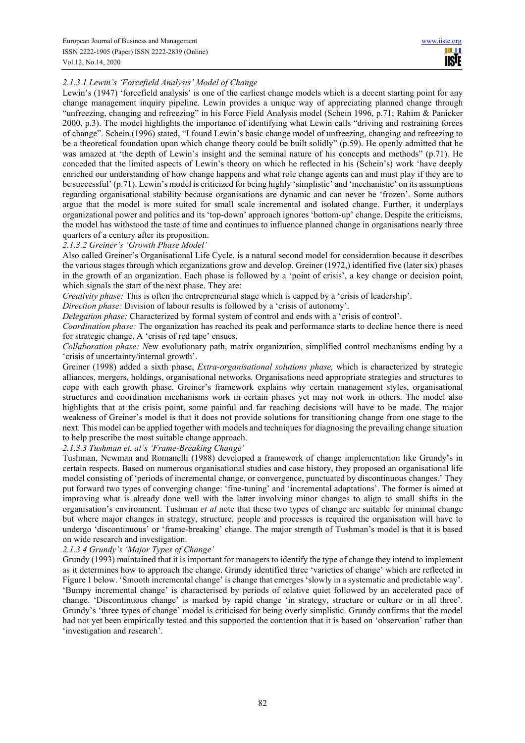#### *2.1.3.1 Lewin's 'Forcefield Analysis' Model of Change*

Lewin's (1947) 'forcefield analysis' is one of the earliest change models which is a decent starting point for any change management inquiry pipeline. Lewin provides a unique way of appreciating planned change through "unfreezing, changing and refreezing" in his Force Field Analysis model (Schein 1996, p.71; Rahim & Panicker 2000, p.3). The model highlights the importance of identifying what Lewin calls "driving and restraining forces of change". Schein (1996) stated, "I found Lewin's basic change model of unfreezing, changing and refreezing to be a theoretical foundation upon which change theory could be built solidly" (p.59). He openly admitted that he was amazed at 'the depth of Lewin's insight and the seminal nature of his concepts and methods" (p.71). He conceded that the limited aspects of Lewin's theory on which he reflected in his (Schein's) work 'have deeply enriched our understanding of how change happens and what role change agents can and must play if they are to be successful' (p.71). Lewin's model is criticized for being highly 'simplistic' and 'mechanistic' on its assumptions regarding organisational stability because organisations are dynamic and can never be 'frozen'. Some authors argue that the model is more suited for small scale incremental and isolated change. Further, it underplays organizational power and politics and its 'top-down' approach ignores 'bottom-up' change. Despite the criticisms, the model has withstood the taste of time and continues to influence planned change in organisations nearly three quarters of a century after its proposition.

#### *2.1.3.2 Greiner's 'Growth Phase Model'*

Also called Greiner's Organisational Life Cycle, is a natural second model for consideration because it describes the various stages through which organizations grow and develop. Greiner (1972,) identified five (later six) phases in the growth of an organization. Each phase is followed by a 'point of crisis', a key change or decision point, which signals the start of the next phase. They are:

*Creativity phase:* This is often the entrepreneurial stage which is capped by a 'crisis of leadership'.

*Direction phase:* Division of labour results is followed by a 'crisis of autonomy'.

*Delegation phase:* Characterized by formal system of control and ends with a 'crisis of control'.

*Coordination phase:* The organization has reached its peak and performance starts to decline hence there is need for strategic change. A 'crisis of red tape' ensues.

*Collaboration phase: N*ew evolutionary path, matrix organization, simplified control mechanisms ending by a 'crisis of uncertainty/internal growth'.

Greiner (1998) added a sixth phase, *Extra-organisational solutions phase,* which is characterized by strategic alliances, mergers, holdings, organisational networks. Organisations need appropriate strategies and structures to cope with each growth phase. Greiner's framework explains why certain management styles, organisational structures and coordination mechanisms work in certain phases yet may not work in others. The model also highlights that at the crisis point, some painful and far reaching decisions will have to be made. The major weakness of Greiner's model is that it does not provide solutions for transitioning change from one stage to the next. This model can be applied together with models and techniques for diagnosing the prevailing change situation to help prescribe the most suitable change approach.

#### *2.1.3.3 Tushman et. al's 'Frame-Breaking Change'*

Tushman, Newman and Romanelli (1988) developed a framework of change implementation like Grundy's in certain respects. Based on numerous organisational studies and case history, they proposed an organisational life model consisting of 'periods of incremental change, or convergence, punctuated by discontinuous changes.' They put forward two types of converging change: 'fine-tuning' and 'incremental adaptations'. The former is aimed at improving what is already done well with the latter involving minor changes to align to small shifts in the organisation's environment. Tushman *et al* note that these two types of change are suitable for minimal change but where major changes in strategy, structure, people and processes is required the organisation will have to undergo 'discontinuous' or 'frame-breaking' change. The major strength of Tushman's model is that it is based on wide research and investigation.

#### *2.1.3.4 Grundy's 'Major Types of Change'*

Grundy (1993) maintained that it is important for managers to identify the type of change they intend to implement as it determines how to approach the change. Grundy identified three 'varieties of change' which are reflected in Figure 1 below. 'Smooth incremental change' is change that emerges 'slowly in a systematic and predictable way'. 'Bumpy incremental change' is characterised by periods of relative quiet followed by an accelerated pace of change. 'Discontinuous change' is marked by rapid change 'in strategy, structure or culture or in all three'. Grundy's 'three types of change' model is criticised for being overly simplistic. Grundy confirms that the model had not yet been empirically tested and this supported the contention that it is based on 'observation' rather than 'investigation and research'.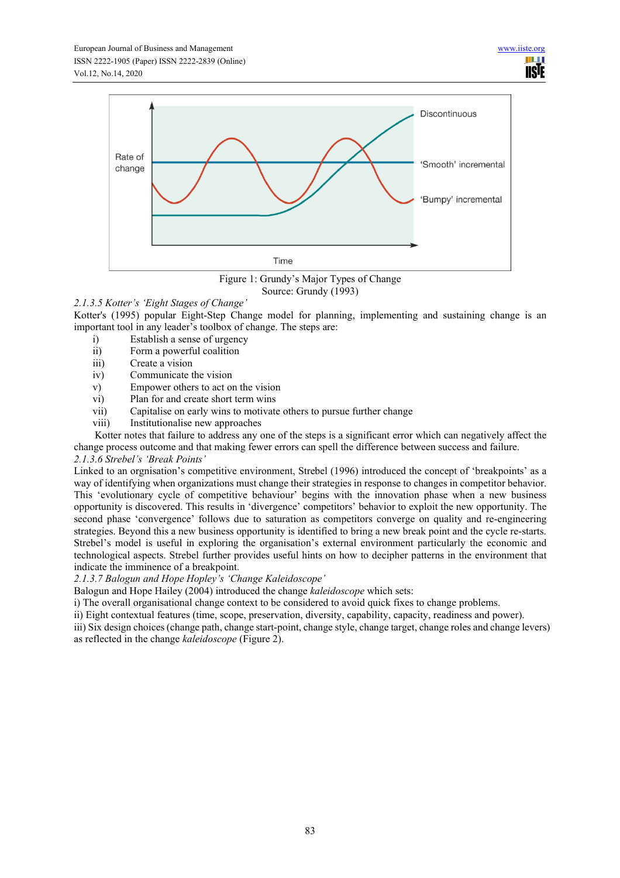Figure 1: Grundy's Major Types of Change
Source: Grundy (1993)

*2.1.3.5 Kotter's 'Eight Stages of Change'*

Kotter's (1995) popular Eight-Step Change model for planning, implementing and sustaining change is an important tool in any leader's toolbox of change. The steps are:

i) Establish a sense of urgency
ii) Form a powerful coalition
iii) Create a vision
iv) Communicate the vision
v) Empower others to act on the vision
vi) Plan for and create short term wins
vii) Capitalise on early wins to motivate others to pursue further change
viii) Institutionalise new approaches

Kotter notes that failure to address any one of the steps is a significant error which can negatively affect the change process outcome and that making fewer errors can spell the difference between success and failure.

*2.1.3.6 Strebel's 'Break Points'*

Linked to an orgnisation's competitive environment, Strebel (1996) introduced the concept of 'breakpoints' as a way of identifying when organizations must change their strategies in response to changes in competitor behavior. This 'evolutionary cycle of competitive behaviour' begins with the innovation phase when a new business opportunity is discovered. This results in 'divergence' competitors' behavior to exploit the new opportunity. The second phase 'convergence' follows due to saturation as competitors converge on quality and re-engineering strategies. Beyond this a new business opportunity is identified to bring a new break point and the cycle re-starts. Strebel's model is useful in exploring the organisation's external environment particularly the economic and technological aspects. Strebel further provides useful hints on how to decipher patterns in the environment that indicate the imminence of a breakpoint.

*2.1.3.7 Balogun and Hope Hopley's 'Change Kaleidoscope'*

Balogun and Hope Hailey (2004) introduced the change *kaleidoscope* which sets:

i) The overall organisational change context to be considered to avoid quick fixes to change problems.
ii) Eight contextual features (time, scope, preservation, diversity, capability, capacity, readiness and power).
iii) Six design choices (change path, change start-point, change style, change target, change roles and change levers) as reflected in the change *kaleidoscope* (Figure 2).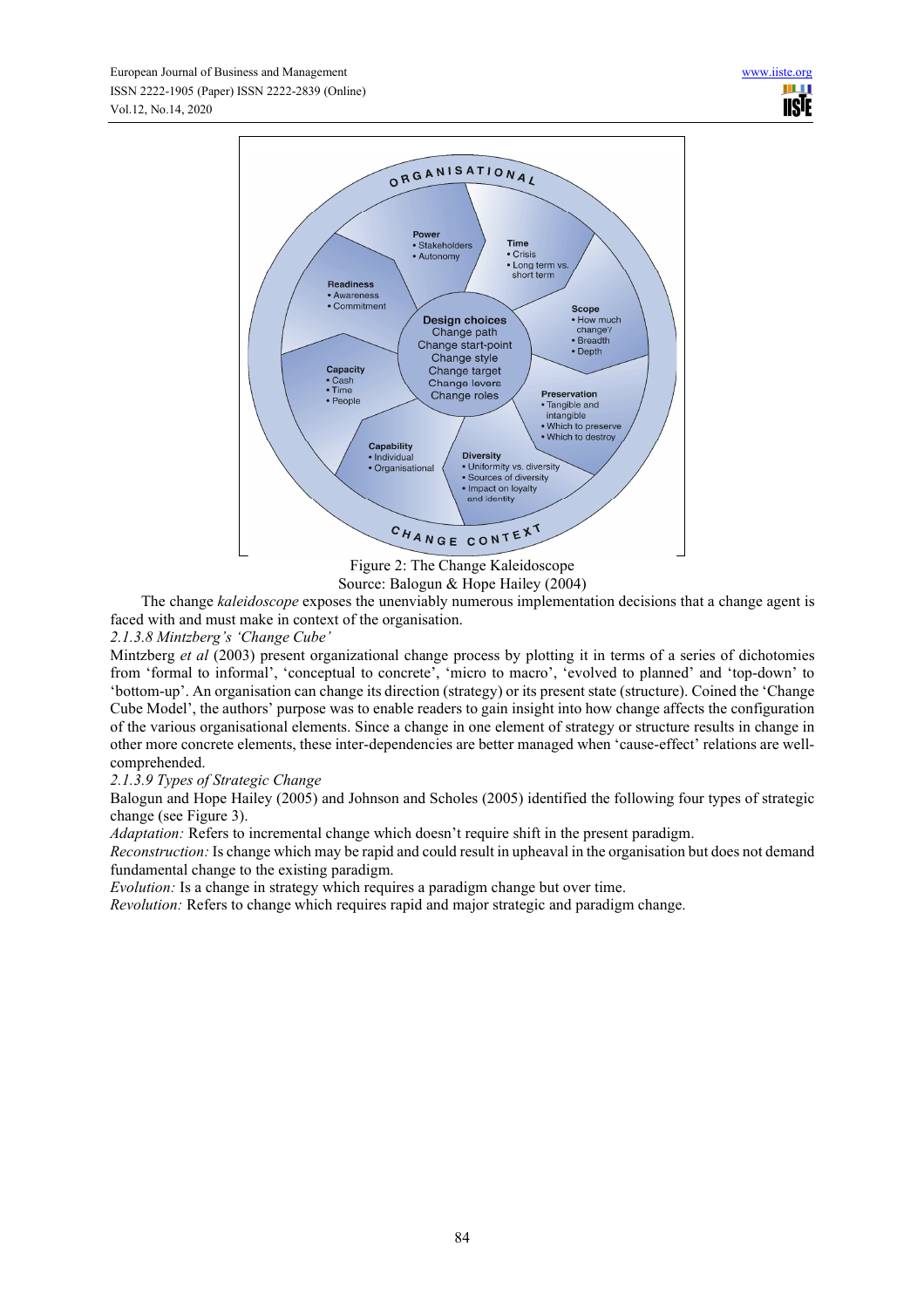ORGANISATIONAL

Power
- Stakeholders
- Autonomy

Time
- Crisis
- Long term vs. short term

Readiness
- Awareness
- Commitment

Scope
- How much change?
- Breadth
- Depth

Design choices
Change path
Change start-point
Change style
Change target
Change levers
Change roles

Capacity
- Cash
- Time
- People

Preservation
- Tangible and intangible
- Which to preserve
- Which to destroy

Capability
- Individual
- Organisational

Diversity
- Uniformity vs. diversity
- Sources of diversity
- Impact on loyalty and identity

CHANGE CONTEXT

Figure 2: The Change Kaleidoscope

Source: Balogun & Hope Hailey (2004)

The change *kaleidoscope* exposes the unenviably numerous implementation decisions that a change agent is faced with and must make in context of the organisation.

*2.1.3.8 Mintzberg's 'Change Cube'*

Mintzberg *et al* (2003) present organizational change process by plotting it in terms of a series of dichotomies from 'formal to informal', 'conceptual to concrete', 'micro to macro', 'evolved to planned' and 'top-down' to 'bottom-up'. An organisation can change its direction (strategy) or its present state (structure). Coined the 'Change Cube Model', the authors' purpose was to enable readers to gain insight into how change affects the configuration of the various organisational elements. Since a change in one element of strategy or structure results in change in other more concrete elements, these inter-dependencies are better managed when 'cause-effect' relations are well-comprehended.

*2.1.3.9 Types of Strategic Change*

Balogun and Hope Hailey (2005) and Johnson and Scholes (2005) identified the following four types of strategic change (see Figure 3).

*Adaptation:* Refers to incremental change which doesn't require shift in the present paradigm.

*Reconstruction:* Is change which may be rapid and could result in upheaval in the organisation but does not demand fundamental change to the existing paradigm.

*Evolution:* Is a change in strategy which requires a paradigm change but over time.

*Revolution:* Refers to change which requires rapid and major strategic and paradigm change.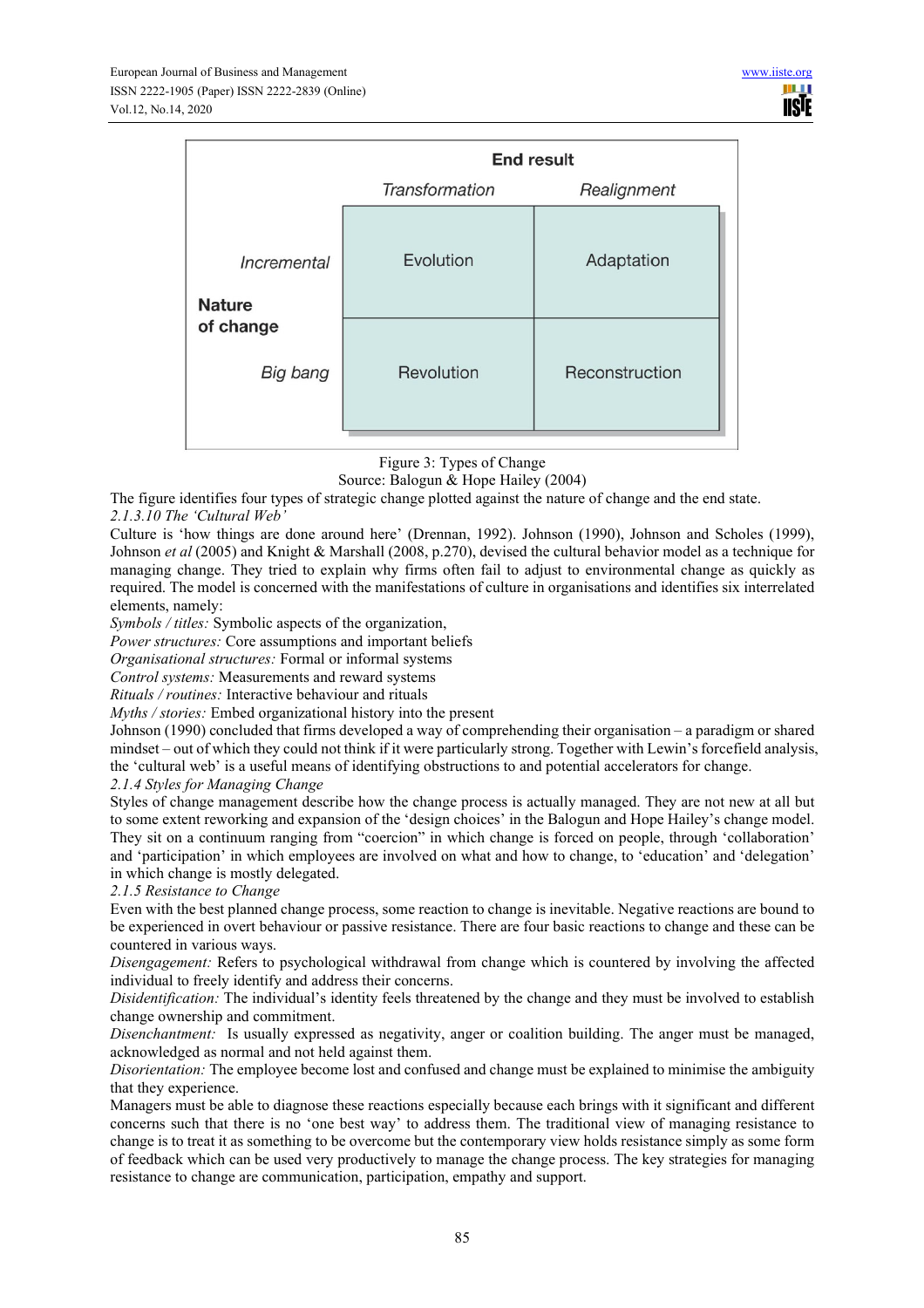| | | End result | |
|---|---|---|---|
| | | *Transformation* | *Realignment* |
| **Nature of change** | *Incremental* | Evolution | Adaptation |
| | *Big bang* | Revolution | Reconstruction |

Figure 3: Types of Change

Source: Balogun & Hope Hailey (2004)

The figure identifies four types of strategic change plotted against the nature of change and the end state.

#### *2.1.3.10 The 'Cultural Web'*

Culture is 'how things are done around here' (Drennan, 1992). Johnson (1990), Johnson and Scholes (1999), Johnson *et al* (2005) and Knight & Marshall (2008, p.270), devised the cultural behavior model as a technique for managing change. They tried to explain why firms often fail to adjust to environmental change as quickly as required. The model is concerned with the manifestations of culture in organisations and identifies six interrelated elements, namely:

*Symbols / titles:* Symbolic aspects of the organization,
*Power structures:* Core assumptions and important beliefs
*Organisational structures:* Formal or informal systems
*Control systems:* Measurements and reward systems
*Rituals / routines:* Interactive behaviour and rituals
*Myths / stories:* Embed organizational history into the present

Johnson (1990) concluded that firms developed a way of comprehending their organisation – a paradigm or shared mindset – out of which they could not think if it were particularly strong. Together with Lewin's forcefield analysis, the 'cultural web' is a useful means of identifying obstructions to and potential accelerators for change.

### *2.1.4 Styles for Managing Change*

Styles of change management describe how the change process is actually managed. They are not new at all but to some extent reworking and expansion of the 'design choices' in the Balogun and Hope Hailey's change model. They sit on a continuum ranging from "coercion" in which change is forced on people, through 'collaboration' and 'participation' in which employees are involved on what and how to change, to 'education' and 'delegation' in which change is mostly delegated.

### *2.1.5 Resistance to Change*

Even with the best planned change process, some reaction to change is inevitable. Negative reactions are bound to be experienced in overt behaviour or passive resistance. There are four basic reactions to change and these can be countered in various ways.

*Disengagement:* Refers to psychological withdrawal from change which is countered by involving the affected individual to freely identify and address their concerns.

*Disidentification:* The individual's identity feels threatened by the change and they must be involved to establish change ownership and commitment.

*Disenchantment:* Is usually expressed as negativity, anger or coalition building. The anger must be managed, acknowledged as normal and not held against them.

*Disorientation:* The employee become lost and confused and change must be explained to minimise the ambiguity that they experience.

Managers must be able to diagnose these reactions especially because each brings with it significant and different concerns such that there is no 'one best way' to address them. The traditional view of managing resistance to change is to treat it as something to be overcome but the contemporary view holds resistance simply as some form of feedback which can be used very productively to manage the change process. The key strategies for managing resistance to change are communication, participation, empathy and support.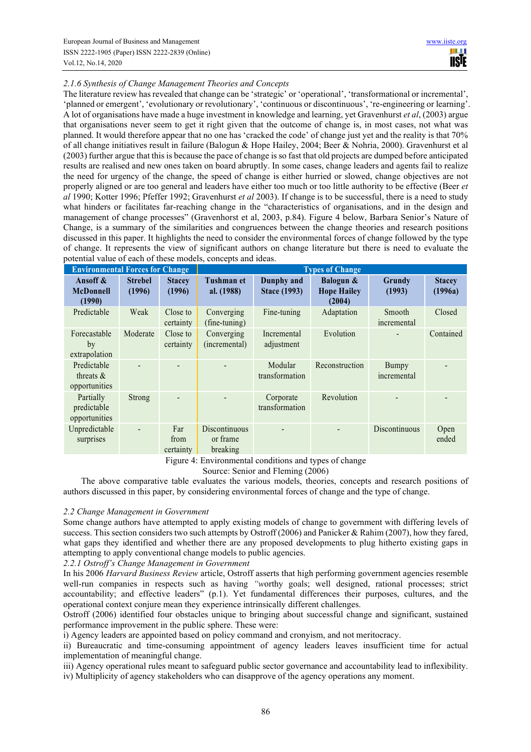*2.1.6 Synthesis of Change Management Theories and Concepts*

The literature review has revealed that change can be 'strategic' or 'operational', 'transformational or incremental', 'planned or emergent', 'evolutionary or revolutionary', 'continuous or discontinuous', 're-engineering or learning'. A lot of organisations have made a huge investment in knowledge and learning, yet Gravenhurst *et al*, (2003) argue that organisations never seem to get it right given that the outcome of change is, in most cases, not what was planned. It would therefore appear that no one has 'cracked the code' of change just yet and the reality is that 70% of all change initiatives result in failure (Balogun & Hope Hailey, 2004; Beer & Nohria, 2000). Gravenhurst et al (2003) further argue that this is because the pace of change is so fast that old projects are dumped before anticipated results are realised and new ones taken on board abruptly. In some cases, change leaders and agents fail to realize the need for urgency of the change, the speed of change is either hurried or slowed, change objectives are not properly aligned or are too general and leaders have either too much or too little authority to be effective (Beer *et al* 1990; Kotter 1996; Pfeffer 1992; Gravenhurst *et al* 2003). If change is to be successful, there is a need to study what hinders or facilitates far-reaching change in the "characteristics of organisations, and in the design and management of change processes" (Gravenhorst et al, 2003, p.84). Figure 4 below, Barbara Senior's Nature of Change, is a summary of the similarities and congruences between the change theories and research positions discussed in this paper. It highlights the need to consider the environmental forces of change followed by the type of change. It represents the view of significant authors on change literature but there is need to evaluate the potential value of each of these models, concepts and ideas.

| Environmental Forces for Change | | | Types of Change | | | | |
|---|---|---|---|---|---|---|---|
| **Ansoff & McDonnell (1990)** | **Strebel (1996)** | **Stacey (1996)** | **Tushman et al. (1988)** | **Dunphy and Stace (1993)** | **Balogun & Hope Hailey (2004)** | **Grundy (1993)** | **Stacey (1996a)** |
| Predictable | Weak | Close to certainty | Converging (fine-tuning) | Fine-tuning | Adaptation | Smooth incremental | Closed |
| Forecastable by extrapolation | Moderate | Close to certainty | Converging (incremental) | Incremental adjustment | Evolution | - | Contained |
| Predictable threats & opportunities | - | - | - | Modular transformation | Reconstruction | Bumpy incremental | - |
| Partially predictable opportunities | Strong | - | - | Corporate transformation | Revolution | - | - |
| Unpredictable surprises | - | Far from certainty | Discontinuous or frame breaking | - | - | Discontinuous | Open ended |

Figure 4: Environmental conditions and types of change

Source: Senior and Fleming (2006)

The above comparative table evaluates the various models, theories, concepts and research positions of authors discussed in this paper, by considering environmental forces of change and the type of change.

*2.2 Change Management in Government*

Some change authors have attempted to apply existing models of change to government with differing levels of success. This section considers two such attempts by Ostroff (2006) and Panicker & Rahim (2007), how they fared, what gaps they identified and whether there are any proposed developments to plug hitherto existing gaps in attempting to apply conventional change models to public agencies.

*2.2.1 Ostroff's Change Management in Government*

In his 2006 *Harvard Business Review* article, Ostroff asserts that high performing government agencies resemble well-run companies in respects such as having *"*worthy goals; well designed, rational processes; strict accountability; and effective leaders" (p.1). Yet fundamental differences their purposes, cultures, and the operational context conjure mean they experience intrinsically different challenges.

Ostroff (2006) identified four obstacles unique to bringing about successful change and significant, sustained performance improvement in the public sphere. These were:

i) Agency leaders are appointed based on policy command and cronyism, and not meritocracy.

ii) Bureaucratic and time-consuming appointment of agency leaders leaves insufficient time for actual implementation of meaningful change.

iii) Agency operational rules meant to safeguard public sector governance and accountability lead to inflexibility.

iv) Multiplicity of agency stakeholders who can disapprove of the agency operations any moment.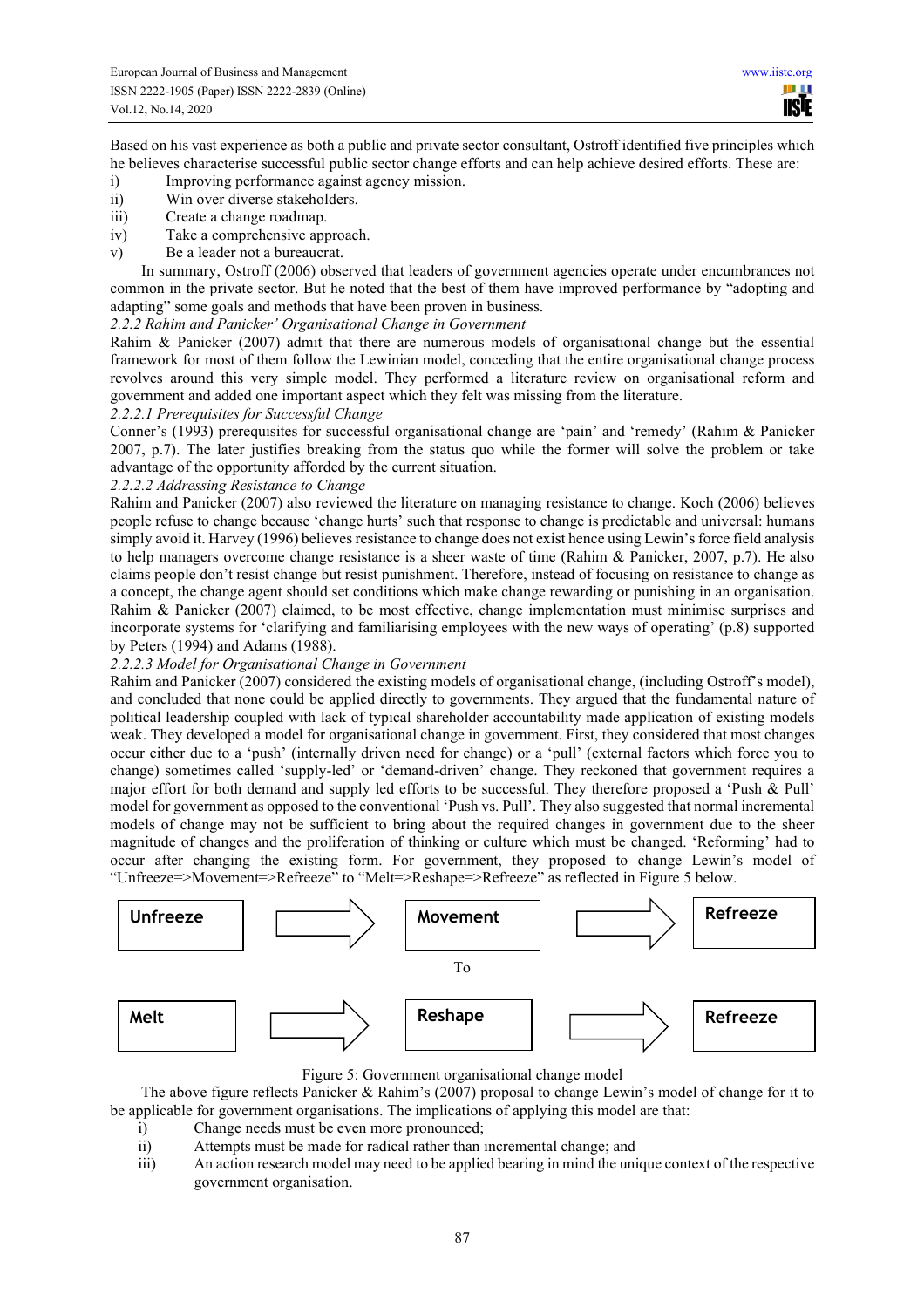Based on his vast experience as both a public and private sector consultant, Ostroff identified five principles which he believes characterise successful public sector change efforts and can help achieve desired efforts. These are:

i) Improving performance against agency mission.
ii) Win over diverse stakeholders.
iii) Create a change roadmap.
iv) Take a comprehensive approach.
v) Be a leader not a bureaucrat.

In summary, Ostroff (2006) observed that leaders of government agencies operate under encumbrances not common in the private sector. But he noted that the best of them have improved performance by "adopting and adapting" some goals and methods that have been proven in business.

*2.2.2 Rahim and Panicker' Organisational Change in Government*

Rahim & Panicker (2007) admit that there are numerous models of organisational change but the essential framework for most of them follow the Lewinian model, conceding that the entire organisational change process revolves around this very simple model. They performed a literature review on organisational reform and government and added one important aspect which they felt was missing from the literature.

*2.2.2.1 Prerequisites for Successful Change*

Conner's (1993) prerequisites for successful organisational change are 'pain' and 'remedy' (Rahim & Panicker 2007, p.7). The later justifies breaking from the status quo while the former will solve the problem or take advantage of the opportunity afforded by the current situation.

*2.2.2.2 Addressing Resistance to Change*

Rahim and Panicker (2007) also reviewed the literature on managing resistance to change. Koch (2006) believes people refuse to change because 'change hurts' such that response to change is predictable and universal: humans simply avoid it. Harvey (1996) believes resistance to change does not exist hence using Lewin's force field analysis to help managers overcome change resistance is a sheer waste of time (Rahim & Panicker, 2007, p.7). He also claims people don't resist change but resist punishment. Therefore, instead of focusing on resistance to change as a concept, the change agent should set conditions which make change rewarding or punishing in an organisation. Rahim & Panicker (2007) claimed, to be most effective, change implementation must minimise surprises and incorporate systems for 'clarifying and familiarising employees with the new ways of operating' (p.8) supported by Peters (1994) and Adams (1988).

*2.2.2.3 Model for Organisational Change in Government*

Rahim and Panicker (2007) considered the existing models of organisational change, (including Ostroff's model), and concluded that none could be applied directly to governments. They argued that the fundamental nature of political leadership coupled with lack of typical shareholder accountability made application of existing models weak. They developed a model for organisational change in government. First, they considered that most changes occur either due to a 'push' (internally driven need for change) or a 'pull' (external factors which force you to change) sometimes called 'supply-led' or 'demand-driven' change. They reckoned that government requires a major effort for both demand and supply led efforts to be successful. They therefore proposed a 'Push & Pull' model for government as opposed to the conventional 'Push vs. Pull'. They also suggested that normal incremental models of change may not be sufficient to bring about the required changes in government due to the sheer magnitude of changes and the proliferation of thinking or culture which must be changed. 'Reforming' had to occur after changing the existing form. For government, they proposed to change Lewin's model of "Unfreeze=>Movement=>Refreeze" to "Melt=>Reshape=>Refreeze" as reflected in Figure 5 below.

**Unfreeze** ⇨ **Movement** ⇨ **Refreeze**

To

**Melt** ⇨ **Reshape** ⇨ **Refreeze**

Figure 5: Government organisational change model

The above figure reflects Panicker & Rahim's (2007) proposal to change Lewin's model of change for it to be applicable for government organisations. The implications of applying this model are that:

i) Change needs must be even more pronounced;
ii) Attempts must be made for radical rather than incremental change; and
iii) An action research model may need to be applied bearing in mind the unique context of the respective government organisation.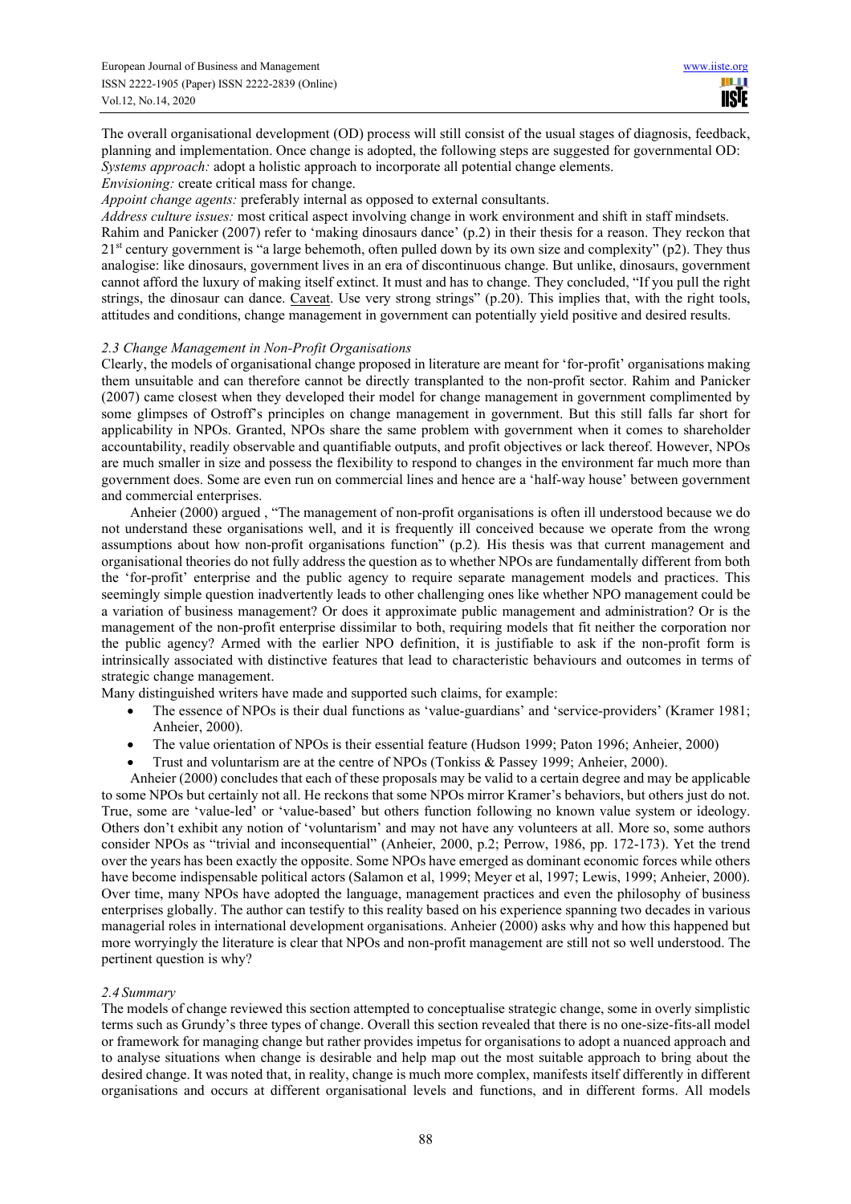The overall organisational development (OD) process will still consist of the usual stages of diagnosis, feedback, planning and implementation. Once change is adopted, the following steps are suggested for governmental OD:

*Systems approach:* adopt a holistic approach to incorporate all potential change elements.

*Envisioning:* create critical mass for change.

*Appoint change agents:* preferably internal as opposed to external consultants.

*Address culture issues:* most critical aspect involving change in work environment and shift in staff mindsets.

Rahim and Panicker (2007) refer to 'making dinosaurs dance' (p.2) in their thesis for a reason. They reckon that 21st century government is "a large behemoth, often pulled down by its own size and complexity" (p2). They thus analogise: like dinosaurs, government lives in an era of discontinuous change. But unlike, dinosaurs, government cannot afford the luxury of making itself extinct. It must and has to change. They concluded, "If you pull the right strings, the dinosaur can dance. Caveat. Use very strong strings" (p.20). This implies that, with the right tools, attitudes and conditions, change management in government can potentially yield positive and desired results.

### *2.3 Change Management in Non-Profit Organisations*

Clearly, the models of organisational change proposed in literature are meant for 'for-profit' organisations making them unsuitable and can therefore cannot be directly transplanted to the non-profit sector. Rahim and Panicker (2007) came closest when they developed their model for change management in government complimented by some glimpses of Ostroff's principles on change management in government. But this still falls far short for applicability in NPOs. Granted, NPOs share the same problem with government when it comes to shareholder accountability, readily observable and quantifiable outputs, and profit objectives or lack thereof. However, NPOs are much smaller in size and possess the flexibility to respond to changes in the environment far much more than government does. Some are even run on commercial lines and hence are a 'half-way house' between government and commercial enterprises.

Anheier (2000) argued , "The management of non-profit organisations is often ill understood because we do not understand these organisations well, and it is frequently ill conceived because we operate from the wrong assumptions about how non-profit organisations function" (p.2)*.* His thesis was that current management and organisational theories do not fully address the question as to whether NPOs are fundamentally different from both the 'for-profit' enterprise and the public agency to require separate management models and practices. This seemingly simple question inadvertently leads to other challenging ones like whether NPO management could be a variation of business management? Or does it approximate public management and administration? Or is the management of the non-profit enterprise dissimilar to both, requiring models that fit neither the corporation nor the public agency? Armed with the earlier NPO definition, it is justifiable to ask if the non-profit form is intrinsically associated with distinctive features that lead to characteristic behaviours and outcomes in terms of strategic change management.

Many distinguished writers have made and supported such claims, for example:

- The essence of NPOs is their dual functions as 'value-guardians' and 'service-providers' (Kramer 1981; Anheier, 2000).
- The value orientation of NPOs is their essential feature (Hudson 1999; Paton 1996; Anheier, 2000)
- Trust and voluntarism are at the centre of NPOs (Tonkiss & Passey 1999; Anheier, 2000).

Anheier (2000) concludes that each of these proposals may be valid to a certain degree and may be applicable to some NPOs but certainly not all. He reckons that some NPOs mirror Kramer's behaviors, but others just do not. True, some are 'value-led' or 'value-based' but others function following no known value system or ideology. Others don't exhibit any notion of 'voluntarism' and may not have any volunteers at all. More so, some authors consider NPOs as "trivial and inconsequential" (Anheier, 2000, p.2; Perrow, 1986, pp. 172-173). Yet the trend over the years has been exactly the opposite. Some NPOs have emerged as dominant economic forces while others have become indispensable political actors (Salamon et al, 1999; Meyer et al, 1997; Lewis, 1999; Anheier, 2000). Over time, many NPOs have adopted the language, management practices and even the philosophy of business enterprises globally. The author can testify to this reality based on his experience spanning two decades in various managerial roles in international development organisations. Anheier (2000) asks why and how this happened but more worryingly the literature is clear that NPOs and non-profit management are still not so well understood. The pertinent question is why?

### *2.4 Summary*

The models of change reviewed this section attempted to conceptualise strategic change, some in overly simplistic terms such as Grundy's three types of change. Overall this section revealed that there is no one-size-fits-all model or framework for managing change but rather provides impetus for organisations to adopt a nuanced approach and to analyse situations when change is desirable and help map out the most suitable approach to bring about the desired change. It was noted that, in reality, change is much more complex, manifests itself differently in different organisations and occurs at different organisational levels and functions, and in different forms. All models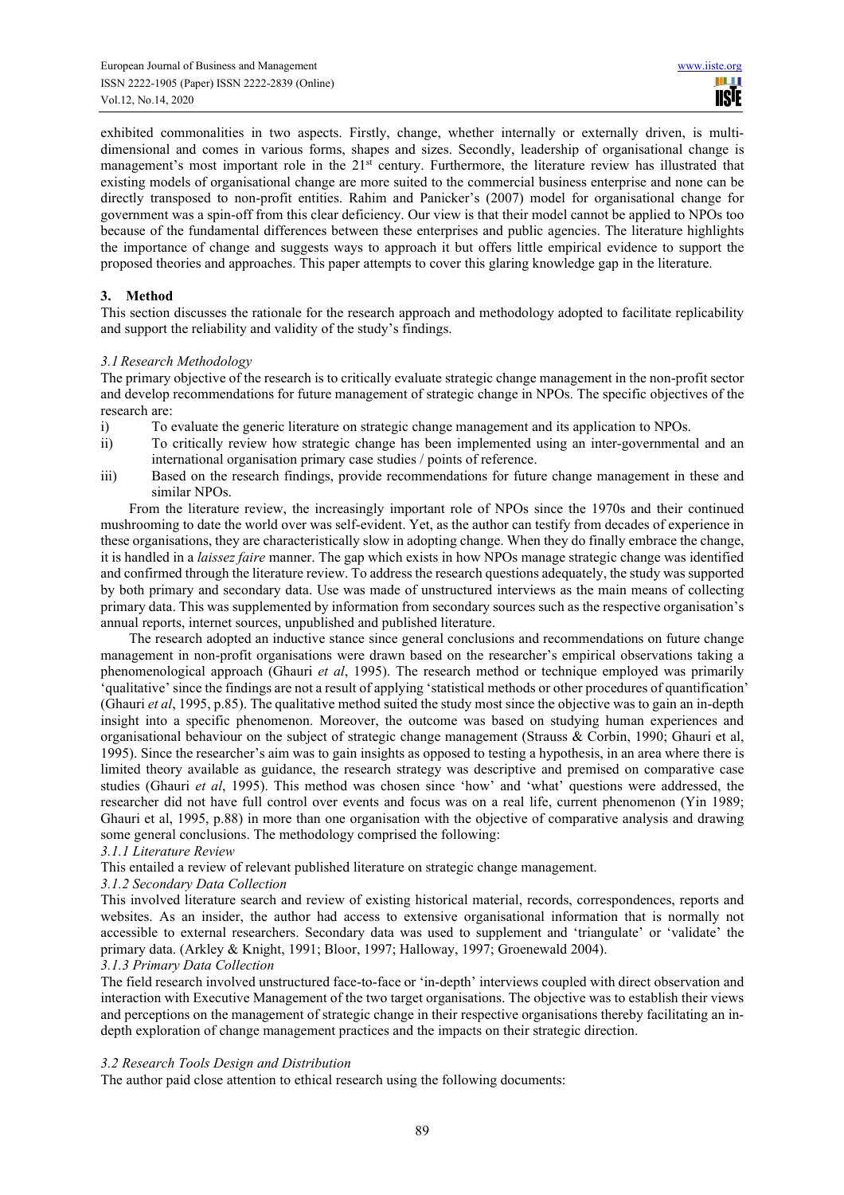exhibited commonalities in two aspects. Firstly, change, whether internally or externally driven, is multi-dimensional and comes in various forms, shapes and sizes. Secondly, leadership of organisational change is management's most important role in the 21st century. Furthermore, the literature review has illustrated that existing models of organisational change are more suited to the commercial business enterprise and none can be directly transposed to non-profit entities. Rahim and Panicker's (2007) model for organisational change for government was a spin-off from this clear deficiency. Our view is that their model cannot be applied to NPOs too because of the fundamental differences between these enterprises and public agencies. The literature highlights the importance of change and suggests ways to approach it but offers little empirical evidence to support the proposed theories and approaches. This paper attempts to cover this glaring knowledge gap in the literature.

## 3. Method

This section discusses the rationale for the research approach and methodology adopted to facilitate replicability and support the reliability and validity of the study's findings.

### *3.1 Research Methodology*

The primary objective of the research is to critically evaluate strategic change management in the non-profit sector and develop recommendations for future management of strategic change in NPOs. The specific objectives of the research are:

i) To evaluate the generic literature on strategic change management and its application to NPOs.
ii) To critically review how strategic change has been implemented using an inter-governmental and an international organisation primary case studies / points of reference.
iii) Based on the research findings, provide recommendations for future change management in these and similar NPOs.

From the literature review, the increasingly important role of NPOs since the 1970s and their continued mushrooming to date the world over was self-evident. Yet, as the author can testify from decades of experience in these organisations, they are characteristically slow in adopting change. When they do finally embrace the change, it is handled in a *laissez faire* manner. The gap which exists in how NPOs manage strategic change was identified and confirmed through the literature review. To address the research questions adequately, the study was supported by both primary and secondary data. Use was made of unstructured interviews as the main means of collecting primary data. This was supplemented by information from secondary sources such as the respective organisation's annual reports, internet sources, unpublished and published literature.

The research adopted an inductive stance since general conclusions and recommendations on future change management in non-profit organisations were drawn based on the researcher's empirical observations taking a phenomenological approach (Ghauri *et al*, 1995). The research method or technique employed was primarily 'qualitative' since the findings are not a result of applying 'statistical methods or other procedures of quantification' (Ghauri *et al*, 1995, p.85). The qualitative method suited the study most since the objective was to gain an in-depth insight into a specific phenomenon. Moreover, the outcome was based on studying human experiences and organisational behaviour on the subject of strategic change management (Strauss & Corbin, 1990; Ghauri et al, 1995). Since the researcher's aim was to gain insights as opposed to testing a hypothesis, in an area where there is limited theory available as guidance, the research strategy was descriptive and premised on comparative case studies (Ghauri *et al*, 1995). This method was chosen since 'how' and 'what' questions were addressed, the researcher did not have full control over events and focus was on a real life, current phenomenon (Yin 1989; Ghauri et al, 1995, p.88) in more than one organisation with the objective of comparative analysis and drawing some general conclusions. The methodology comprised the following:

#### *3.1.1 Literature Review*

This entailed a review of relevant published literature on strategic change management.

#### *3.1.2 Secondary Data Collection*

This involved literature search and review of existing historical material, records, correspondences, reports and websites. As an insider, the author had access to extensive organisational information that is normally not accessible to external researchers. Secondary data was used to supplement and 'triangulate' or 'validate' the primary data. (Arkley & Knight, 1991; Bloor, 1997; Halloway, 1997; Groenewald 2004).

#### *3.1.3 Primary Data Collection*

The field research involved unstructured face-to-face or 'in-depth' interviews coupled with direct observation and interaction with Executive Management of the two target organisations. The objective was to establish their views and perceptions on the management of strategic change in their respective organisations thereby facilitating an in-depth exploration of change management practices and the impacts on their strategic direction.

### *3.2 Research Tools Design and Distribution*

The author paid close attention to ethical research using the following documents: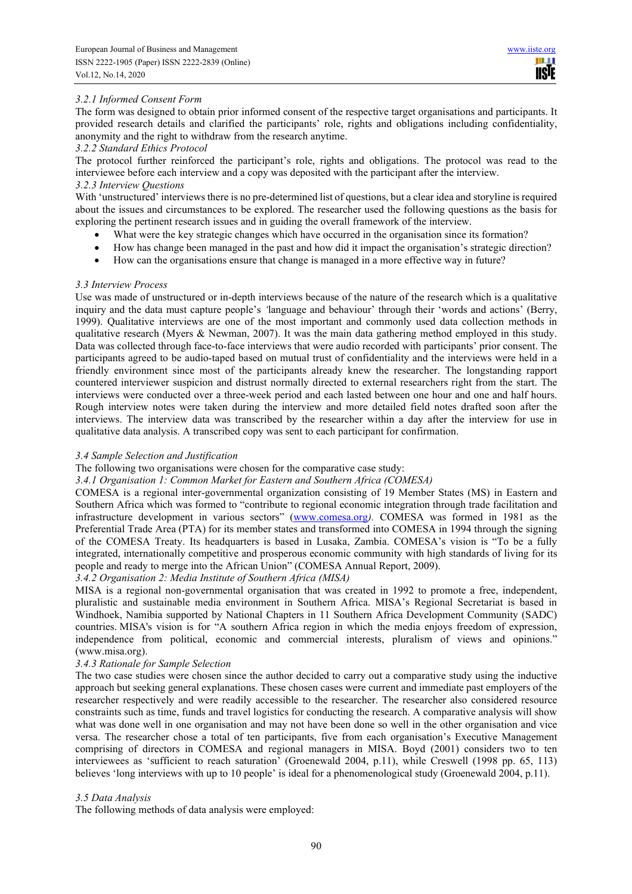#### 3.2.1 Informed Consent Form

The form was designed to obtain prior informed consent of the respective target organisations and participants. It provided research details and clarified the participants' role, rights and obligations including confidentiality, anonymity and the right to withdraw from the research anytime.

#### 3.2.2 Standard Ethics Protocol

The protocol further reinforced the participant's role, rights and obligations. The protocol was read to the interviewee before each interview and a copy was deposited with the participant after the interview.

#### 3.2.3 Interview Questions

With 'unstructured' interviews there is no pre-determined list of questions, but a clear idea and storyline is required about the issues and circumstances to be explored. The researcher used the following questions as the basis for exploring the pertinent research issues and in guiding the overall framework of the interview.

- What were the key strategic changes which have occurred in the organisation since its formation?
- How has change been managed in the past and how did it impact the organisation's strategic direction?
- How can the organisations ensure that change is managed in a more effective way in future?

### 3.3 Interview Process

Use was made of unstructured or in-depth interviews because of the nature of the research which is a qualitative inquiry and the data must capture people's 'language and behaviour' through their 'words and actions' (Berry, 1999). Qualitative interviews are one of the most important and commonly used data collection methods in qualitative research (Myers & Newman, 2007). It was the main data gathering method employed in this study. Data was collected through face-to-face interviews that were audio recorded with participants' prior consent. The participants agreed to be audio-taped based on mutual trust of confidentiality and the interviews were held in a friendly environment since most of the participants already knew the researcher. The longstanding rapport countered interviewer suspicion and distrust normally directed to external researchers right from the start. The interviews were conducted over a three-week period and each lasted between one hour and one and half hours. Rough interview notes were taken during the interview and more detailed field notes drafted soon after the interviews. The interview data was transcribed by the researcher within a day after the interview for use in qualitative data analysis. A transcribed copy was sent to each participant for confirmation.

### 3.4 Sample Selection and Justification

The following two organisations were chosen for the comparative case study:

#### 3.4.1 Organisation 1: Common Market for Eastern and Southern Africa (COMESA)

COMESA is a regional inter-governmental organization consisting of 19 Member States (MS) in Eastern and Southern Africa which was formed to "contribute to regional economic integration through trade facilitation and infrastructure development in various sectors" (www.comesa.org*)*. COMESA was formed in 1981 as the Preferential Trade Area (PTA) for its member states and transformed into COMESA in 1994 through the signing of the COMESA Treaty. Its headquarters is based in Lusaka, Zambia. COMESA's vision is "To be a fully integrated, internationally competitive and prosperous economic community with high standards of living for its people and ready to merge into the African Union" (COMESA Annual Report, 2009).

#### 3.4.2 Organisation 2: Media Institute of Southern Africa (MISA)

MISA is a regional non-governmental organisation that was created in 1992 to promote a free, independent, pluralistic and sustainable media environment in Southern Africa. MISA's Regional Secretariat is based in Windhoek, Namibia supported by National Chapters in 11 Southern Africa Development Community (SADC) countries. MISA's vision is for "A southern Africa region in which the media enjoys freedom of expression, independence from political, economic and commercial interests, pluralism of views and opinions." (www.misa.org).

#### 3.4.3 Rationale for Sample Selection

The two case studies were chosen since the author decided to carry out a comparative study using the inductive approach but seeking general explanations. These chosen cases were current and immediate past employers of the researcher respectively and were readily accessible to the researcher. The researcher also considered resource constraints such as time, funds and travel logistics for conducting the research. A comparative analysis will show what was done well in one organisation and may not have been done so well in the other organisation and vice versa. The researcher chose a total of ten participants, five from each organisation's Executive Management comprising of directors in COMESA and regional managers in MISA. Boyd (2001) considers two to ten interviewees as 'sufficient to reach saturation' (Groenewald 2004, p.11), while Creswell (1998 pp. 65, 113) believes 'long interviews with up to 10 people' is ideal for a phenomenological study (Groenewald 2004, p.11).

### 3.5 Data Analysis

The following methods of data analysis were employed: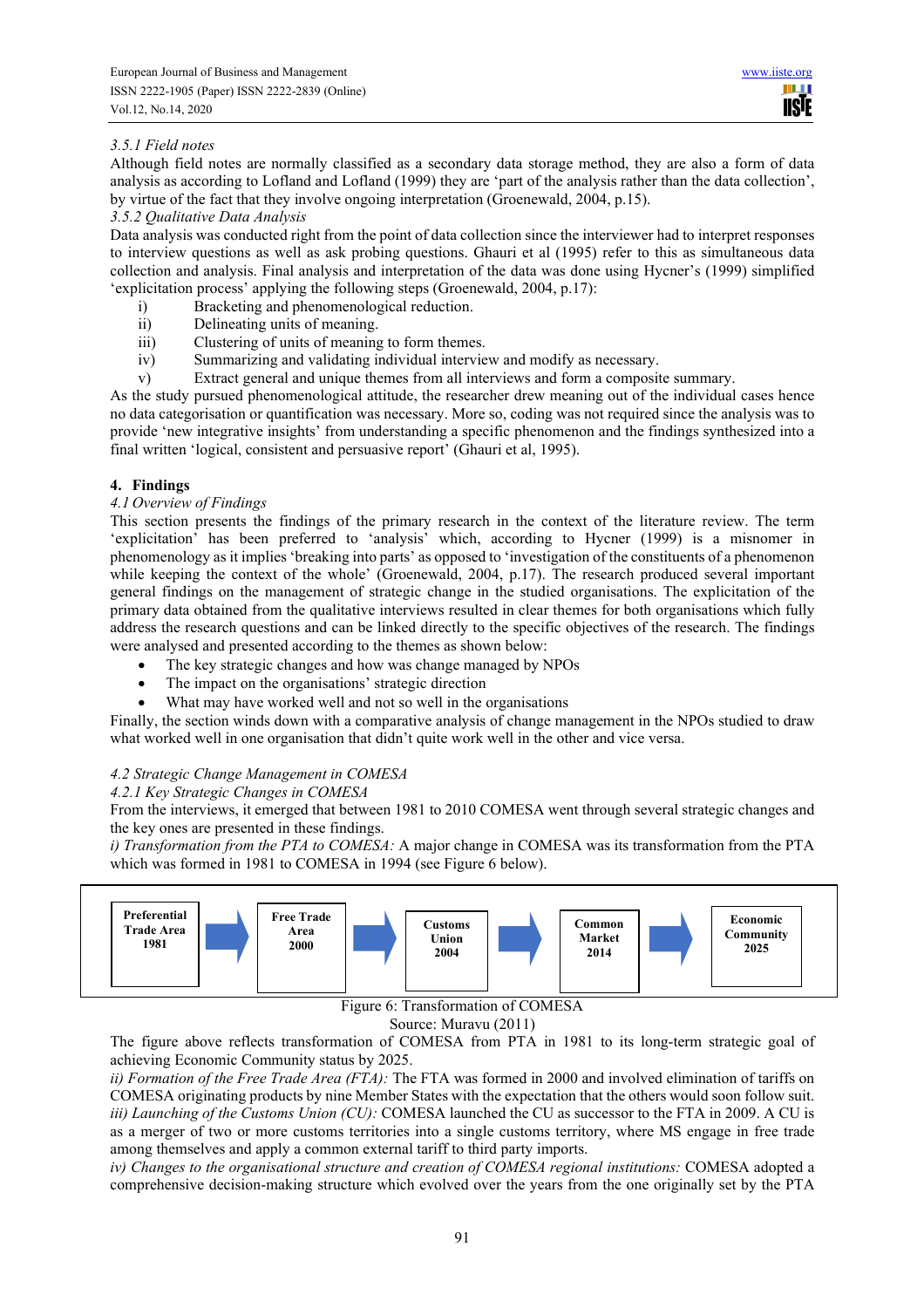*3.5.1 Field notes*

Although field notes are normally classified as a secondary data storage method, they are also a form of data analysis as according to Lofland and Lofland (1999) they are 'part of the analysis rather than the data collection', by virtue of the fact that they involve ongoing interpretation (Groenewald, 2004, p.15).

*3.5.2 Qualitative Data Analysis*

Data analysis was conducted right from the point of data collection since the interviewer had to interpret responses to interview questions as well as ask probing questions. Ghauri et al (1995) refer to this as simultaneous data collection and analysis. Final analysis and interpretation of the data was done using Hycner's (1999) simplified 'explicitation process' applying the following steps (Groenewald, 2004, p.17):

i) Bracketing and phenomenological reduction.
ii) Delineating units of meaning.
iii) Clustering of units of meaning to form themes.
iv) Summarizing and validating individual interview and modify as necessary.
v) Extract general and unique themes from all interviews and form a composite summary.

As the study pursued phenomenological attitude, the researcher drew meaning out of the individual cases hence no data categorisation or quantification was necessary. More so, coding was not required since the analysis was to provide 'new integrative insights' from understanding a specific phenomenon and the findings synthesized into a final written 'logical, consistent and persuasive report' (Ghauri et al, 1995).

## 4. Findings

*4.1 Overview of Findings*

This section presents the findings of the primary research in the context of the literature review. The term 'explicitation' has been preferred to 'analysis' which, according to Hycner (1999) is a misnomer in phenomenology as it implies 'breaking into parts' as opposed to 'investigation of the constituents of a phenomenon while keeping the context of the whole' (Groenewald, 2004, p.17). The research produced several important general findings on the management of strategic change in the studied organisations. The explicitation of the primary data obtained from the qualitative interviews resulted in clear themes for both organisations which fully address the research questions and can be linked directly to the specific objectives of the research. The findings were analysed and presented according to the themes as shown below:

- The key strategic changes and how was change managed by NPOs
- The impact on the organisations' strategic direction
- What may have worked well and not so well in the organisations

Finally, the section winds down with a comparative analysis of change management in the NPOs studied to draw what worked well in one organisation that didn't quite work well in the other and vice versa.

*4.2 Strategic Change Management in COMESA*

*4.2.1 Key Strategic Changes in COMESA*

From the interviews, it emerged that between 1981 to 2010 COMESA went through several strategic changes and the key ones are presented in these findings.

*i) Transformation from the PTA to COMESA:* A major change in COMESA was its transformation from the PTA which was formed in 1981 to COMESA in 1994 (see Figure 6 below).

**Preferential Trade Area 1981** → **Free Trade Area 2000** → **Customs Union 2004** → **Common Market 2014** → **Economic Community 2025**

Figure 6: Transformation of COMESA

Source: Muravu (2011)

The figure above reflects transformation of COMESA from PTA in 1981 to its long-term strategic goal of achieving Economic Community status by 2025.

*ii) Formation of the Free Trade Area (FTA):* The FTA was formed in 2000 and involved elimination of tariffs on COMESA originating products by nine Member States with the expectation that the others would soon follow suit.

*iii) Launching of the Customs Union (CU):* COMESA launched the CU as successor to the FTA in 2009. A CU is as a merger of two or more customs territories into a single customs territory, where MS engage in free trade among themselves and apply a common external tariff to third party imports.

*iv) Changes to the organisational structure and creation of COMESA regional institutions:* COMESA adopted a comprehensive decision-making structure which evolved over the years from the one originally set by the PTA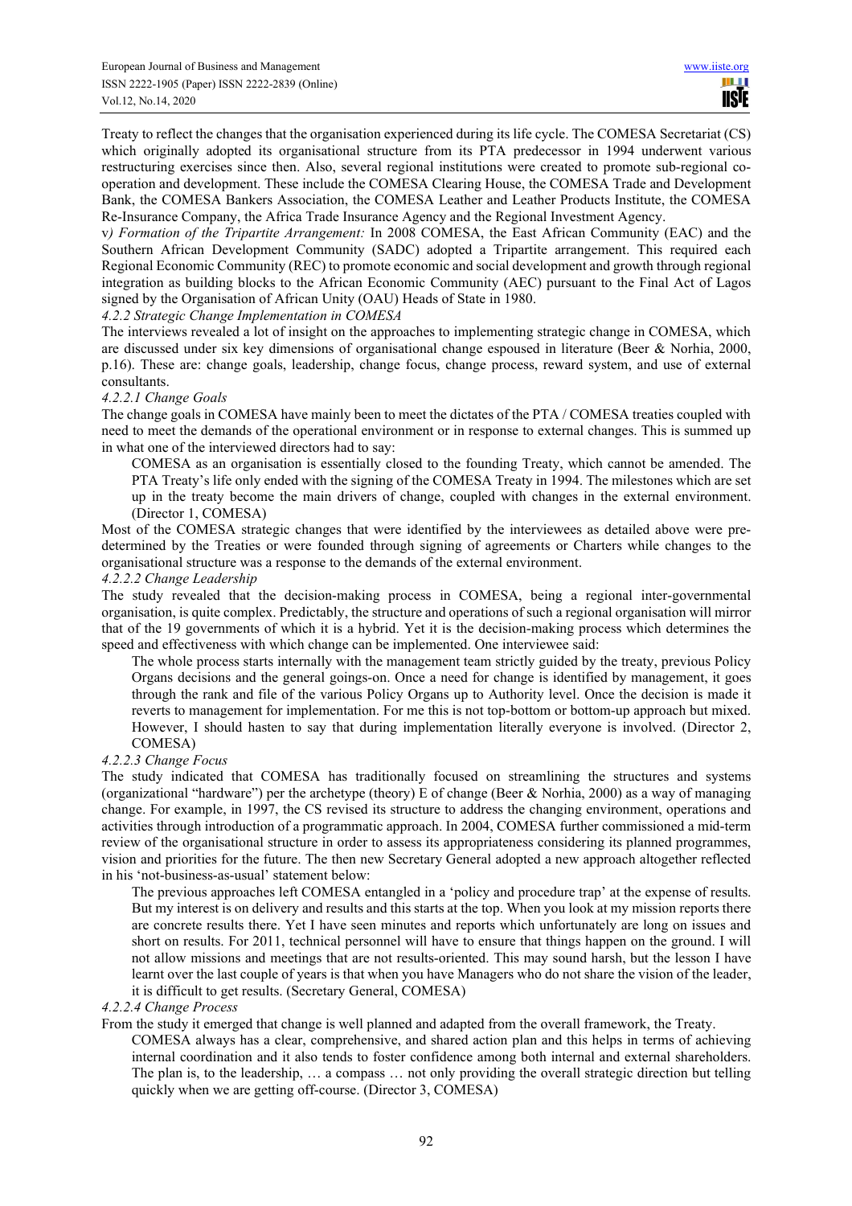Treaty to reflect the changes that the organisation experienced during its life cycle. The COMESA Secretariat (CS) which originally adopted its organisational structure from its PTA predecessor in 1994 underwent various restructuring exercises since then. Also, several regional institutions were created to promote sub-regional co-operation and development. These include the COMESA Clearing House, the COMESA Trade and Development Bank, the COMESA Bankers Association, the COMESA Leather and Leather Products Institute, the COMESA Re-Insurance Company, the Africa Trade Insurance Agency and the Regional Investment Agency.

v*) Formation of the Tripartite Arrangement:* In 2008 COMESA, the East African Community (EAC) and the Southern African Development Community (SADC) adopted a Tripartite arrangement. This required each Regional Economic Community (REC) to promote economic and social development and growth through regional integration as building blocks to the African Economic Community (AEC) pursuant to the Final Act of Lagos signed by the Organisation of African Unity (OAU) Heads of State in 1980.

*4.2.2 Strategic Change Implementation in COMESA*

The interviews revealed a lot of insight on the approaches to implementing strategic change in COMESA, which are discussed under six key dimensions of organisational change espoused in literature (Beer & Norhia, 2000, p.16). These are: change goals, leadership, change focus, change process, reward system, and use of external consultants.

*4.2.2.1 Change Goals*

The change goals in COMESA have mainly been to meet the dictates of the PTA / COMESA treaties coupled with need to meet the demands of the operational environment or in response to external changes. This is summed up in what one of the interviewed directors had to say:

> COMESA as an organisation is essentially closed to the founding Treaty, which cannot be amended. The PTA Treaty's life only ended with the signing of the COMESA Treaty in 1994. The milestones which are set up in the treaty become the main drivers of change, coupled with changes in the external environment. (Director 1, COMESA)

Most of the COMESA strategic changes that were identified by the interviewees as detailed above were pre-determined by the Treaties or were founded through signing of agreements or Charters while changes to the organisational structure was a response to the demands of the external environment.

*4.2.2.2 Change Leadership*

The study revealed that the decision-making process in COMESA, being a regional inter-governmental organisation, is quite complex. Predictably, the structure and operations of such a regional organisation will mirror that of the 19 governments of which it is a hybrid. Yet it is the decision-making process which determines the speed and effectiveness with which change can be implemented. One interviewee said:

> The whole process starts internally with the management team strictly guided by the treaty, previous Policy Organs decisions and the general goings-on. Once a need for change is identified by management, it goes through the rank and file of the various Policy Organs up to Authority level. Once the decision is made it reverts to management for implementation. For me this is not top-bottom or bottom-up approach but mixed. However, I should hasten to say that during implementation literally everyone is involved. (Director 2, COMESA)

*4.2.2.3 Change Focus*

The study indicated that COMESA has traditionally focused on streamlining the structures and systems (organizational "hardware") per the archetype (theory) E of change (Beer & Norhia, 2000) as a way of managing change. For example, in 1997, the CS revised its structure to address the changing environment, operations and activities through introduction of a programmatic approach. In 2004, COMESA further commissioned a mid-term review of the organisational structure in order to assess its appropriateness considering its planned programmes, vision and priorities for the future. The then new Secretary General adopted a new approach altogether reflected in his 'not-business-as-usual' statement below:

> The previous approaches left COMESA entangled in a 'policy and procedure trap' at the expense of results. But my interest is on delivery and results and this starts at the top. When you look at my mission reports there are concrete results there. Yet I have seen minutes and reports which unfortunately are long on issues and short on results. For 2011, technical personnel will have to ensure that things happen on the ground. I will not allow missions and meetings that are not results-oriented. This may sound harsh, but the lesson I have learnt over the last couple of years is that when you have Managers who do not share the vision of the leader, it is difficult to get results. (Secretary General, COMESA)

*4.2.2.4 Change Process*

From the study it emerged that change is well planned and adapted from the overall framework, the Treaty.

> COMESA always has a clear, comprehensive, and shared action plan and this helps in terms of achieving internal coordination and it also tends to foster confidence among both internal and external shareholders. The plan is, to the leadership, … a compass … not only providing the overall strategic direction but telling quickly when we are getting off-course. (Director 3, COMESA)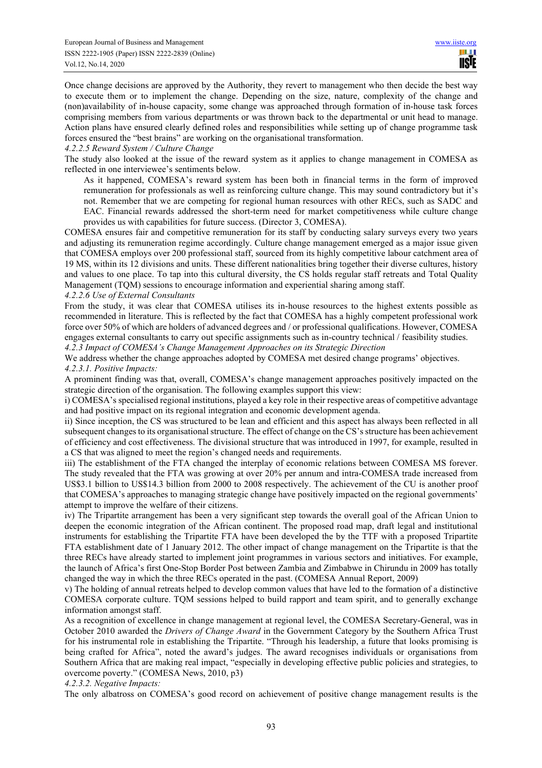Once change decisions are approved by the Authority, they revert to management who then decide the best way to execute them or to implement the change. Depending on the size, nature, complexity of the change and (non)availability of in-house capacity, some change was approached through formation of in-house task forces comprising members from various departments or was thrown back to the departmental or unit head to manage. Action plans have ensured clearly defined roles and responsibilities while setting up of change programme task forces ensured the "best brains" are working on the organisational transformation.

*4.2.2.5 Reward System / Culture Change*

The study also looked at the issue of the reward system as it applies to change management in COMESA as reflected in one interviewee's sentiments below.

> As it happened, COMESA's reward system has been both in financial terms in the form of improved remuneration for professionals as well as reinforcing culture change. This may sound contradictory but it's not. Remember that we are competing for regional human resources with other RECs, such as SADC and EAC. Financial rewards addressed the short-term need for market competitiveness while culture change provides us with capabilities for future success. (Director 3, COMESA).

COMESA ensures fair and competitive remuneration for its staff by conducting salary surveys every two years and adjusting its remuneration regime accordingly. Culture change management emerged as a major issue given that COMESA employs over 200 professional staff, sourced from its highly competitive labour catchment area of 19 MS, within its 12 divisions and units. These different nationalities bring together their diverse cultures, history and values to one place. To tap into this cultural diversity, the CS holds regular staff retreats and Total Quality Management (TQM) sessions to encourage information and experiential sharing among staff.

*4.2.2.6 Use of External Consultants*

From the study, it was clear that COMESA utilises its in-house resources to the highest extents possible as recommended in literature. This is reflected by the fact that COMESA has a highly competent professional work force over 50% of which are holders of advanced degrees and / or professional qualifications. However, COMESA engages external consultants to carry out specific assignments such as in-country technical / feasibility studies.

*4.2.3 Impact of COMESA's Change Management Approaches on its Strategic Direction*

We address whether the change approaches adopted by COMESA met desired change programs' objectives.

*4.2.3.1. Positive Impacts:*

A prominent finding was that, overall, COMESA's change management approaches positively impacted on the strategic direction of the organisation. The following examples support this view:

i) COMESA's specialised regional institutions, played a key role in their respective areas of competitive advantage and had positive impact on its regional integration and economic development agenda.

ii) Since inception, the CS was structured to be lean and efficient and this aspect has always been reflected in all subsequent changes to its organisational structure. The effect of change on the CS's structure has been achievement of efficiency and cost effectiveness. The divisional structure that was introduced in 1997, for example, resulted in a CS that was aligned to meet the region's changed needs and requirements.

iii) The establishment of the FTA changed the interplay of economic relations between COMESA MS forever. The study revealed that the FTA was growing at over 20% per annum and intra-COMESA trade increased from US$3.1 billion to US$14.3 billion from 2000 to 2008 respectively. The achievement of the CU is another proof that COMESA's approaches to managing strategic change have positively impacted on the regional governments' attempt to improve the welfare of their citizens.

iv) The Tripartite arrangement has been a very significant step towards the overall goal of the African Union to deepen the economic integration of the African continent. The proposed road map, draft legal and institutional instruments for establishing the Tripartite FTA have been developed the by the TTF with a proposed Tripartite FTA establishment date of 1 January 2012. The other impact of change management on the Tripartite is that the three RECs have already started to implement joint programmes in various sectors and initiatives. For example, the launch of Africa's first One-Stop Border Post between Zambia and Zimbabwe in Chirundu in 2009 has totally changed the way in which the three RECs operated in the past. (COMESA Annual Report, 2009)

v) The holding of annual retreats helped to develop common values that have led to the formation of a distinctive COMESA corporate culture. TQM sessions helped to build rapport and team spirit, and to generally exchange information amongst staff.

As a recognition of excellence in change management at regional level, the COMESA Secretary-General, was in October 2010 awarded the *Drivers of Change Award* in the Government Category by the Southern Africa Trust for his instrumental role in establishing the Tripartite. "Through his leadership, a future that looks promising is being crafted for Africa", noted the award's judges. The award recognises individuals or organisations from Southern Africa that are making real impact, "especially in developing effective public policies and strategies, to overcome poverty." (COMESA News, 2010, p3)

*4.2.3.2. Negative Impacts:*

The only albatross on COMESA's good record on achievement of positive change management results is the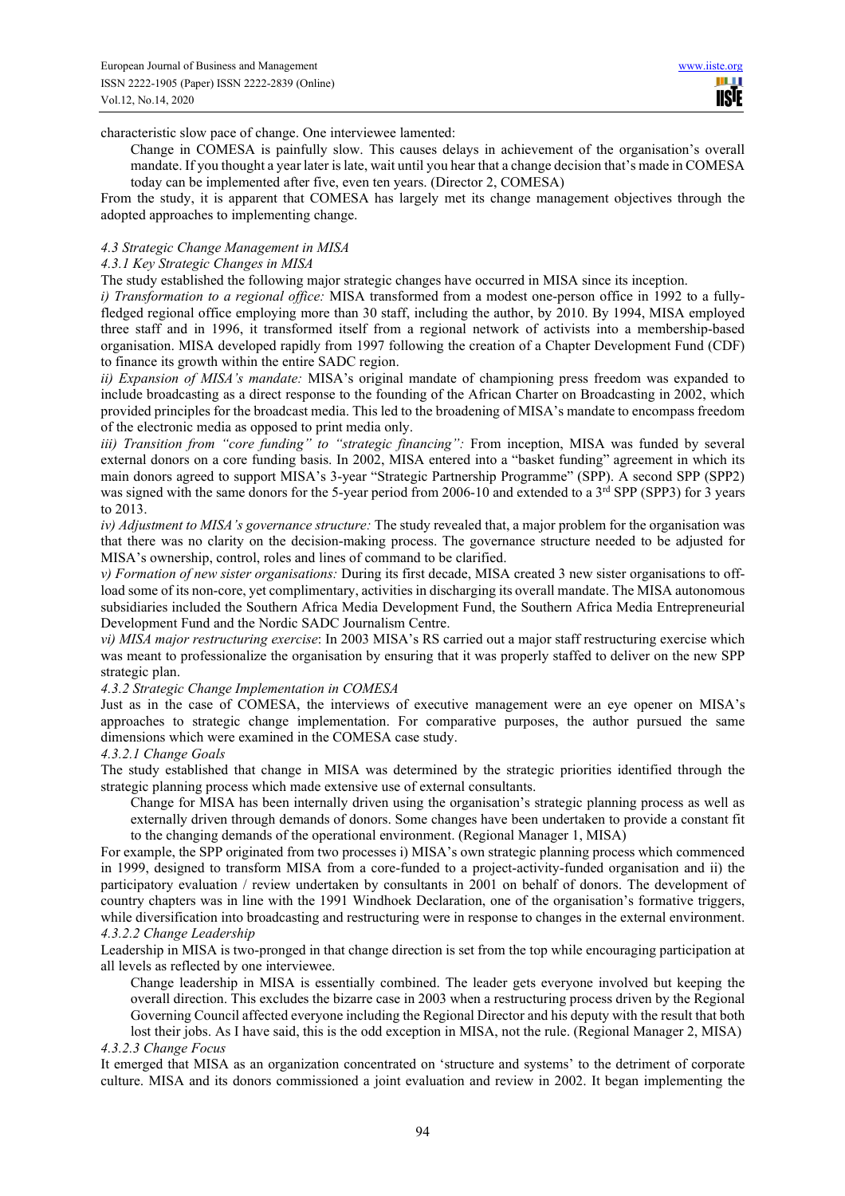characteristic slow pace of change. One interviewee lamented:

> Change in COMESA is painfully slow. This causes delays in achievement of the organisation's overall mandate. If you thought a year later is late, wait until you hear that a change decision that's made in COMESA today can be implemented after five, even ten years. (Director 2, COMESA)

From the study, it is apparent that COMESA has largely met its change management objectives through the adopted approaches to implementing change.

#### *4.3 Strategic Change Management in MISA*

##### *4.3.1 Key Strategic Changes in MISA*

The study established the following major strategic changes have occurred in MISA since its inception.

*i) Transformation to a regional office:* MISA transformed from a modest one-person office in 1992 to a fully-fledged regional office employing more than 30 staff, including the author, by 2010. By 1994, MISA employed three staff and in 1996, it transformed itself from a regional network of activists into a membership-based organisation. MISA developed rapidly from 1997 following the creation of a Chapter Development Fund (CDF) to finance its growth within the entire SADC region.

*ii) Expansion of MISA's mandate:* MISA's original mandate of championing press freedom was expanded to include broadcasting as a direct response to the founding of the African Charter on Broadcasting in 2002, which provided principles for the broadcast media. This led to the broadening of MISA's mandate to encompass freedom of the electronic media as opposed to print media only.

*iii) Transition from "core funding" to "strategic financing":* From inception, MISA was funded by several external donors on a core funding basis. In 2002, MISA entered into a "basket funding" agreement in which its main donors agreed to support MISA's 3-year "Strategic Partnership Programme" (SPP). A second SPP (SPP2) was signed with the same donors for the 5-year period from 2006-10 and extended to a 3rd SPP (SPP3) for 3 years to 2013.

*iv) Adjustment to MISA's governance structure:* The study revealed that, a major problem for the organisation was that there was no clarity on the decision-making process. The governance structure needed to be adjusted for MISA's ownership, control, roles and lines of command to be clarified.

*v) Formation of new sister organisations:* During its first decade, MISA created 3 new sister organisations to off-load some of its non-core, yet complimentary, activities in discharging its overall mandate. The MISA autonomous subsidiaries included the Southern Africa Media Development Fund, the Southern Africa Media Entrepreneurial Development Fund and the Nordic SADC Journalism Centre.

*vi) MISA major restructuring exercise*: In 2003 MISA's RS carried out a major staff restructuring exercise which was meant to professionalize the organisation by ensuring that it was properly staffed to deliver on the new SPP strategic plan.

##### *4.3.2 Strategic Change Implementation in COMESA*

Just as in the case of COMESA, the interviews of executive management were an eye opener on MISA's approaches to strategic change implementation. For comparative purposes, the author pursued the same dimensions which were examined in the COMESA case study.

###### *4.3.2.1 Change Goals*

The study established that change in MISA was determined by the strategic priorities identified through the strategic planning process which made extensive use of external consultants.

> Change for MISA has been internally driven using the organisation's strategic planning process as well as externally driven through demands of donors. Some changes have been undertaken to provide a constant fit to the changing demands of the operational environment. (Regional Manager 1, MISA)

For example, the SPP originated from two processes i) MISA's own strategic planning process which commenced in 1999, designed to transform MISA from a core-funded to a project-activity-funded organisation and ii) the participatory evaluation / review undertaken by consultants in 2001 on behalf of donors. The development of country chapters was in line with the 1991 Windhoek Declaration, one of the organisation's formative triggers, while diversification into broadcasting and restructuring were in response to changes in the external environment.

###### *4.3.2.2 Change Leadership*

Leadership in MISA is two-pronged in that change direction is set from the top while encouraging participation at all levels as reflected by one interviewee.

> Change leadership in MISA is essentially combined. The leader gets everyone involved but keeping the overall direction. This excludes the bizarre case in 2003 when a restructuring process driven by the Regional Governing Council affected everyone including the Regional Director and his deputy with the result that both lost their jobs. As I have said, this is the odd exception in MISA, not the rule. (Regional Manager 2, MISA)

###### *4.3.2.3 Change Focus*

It emerged that MISA as an organization concentrated on 'structure and systems' to the detriment of corporate culture. MISA and its donors commissioned a joint evaluation and review in 2002. It began implementing the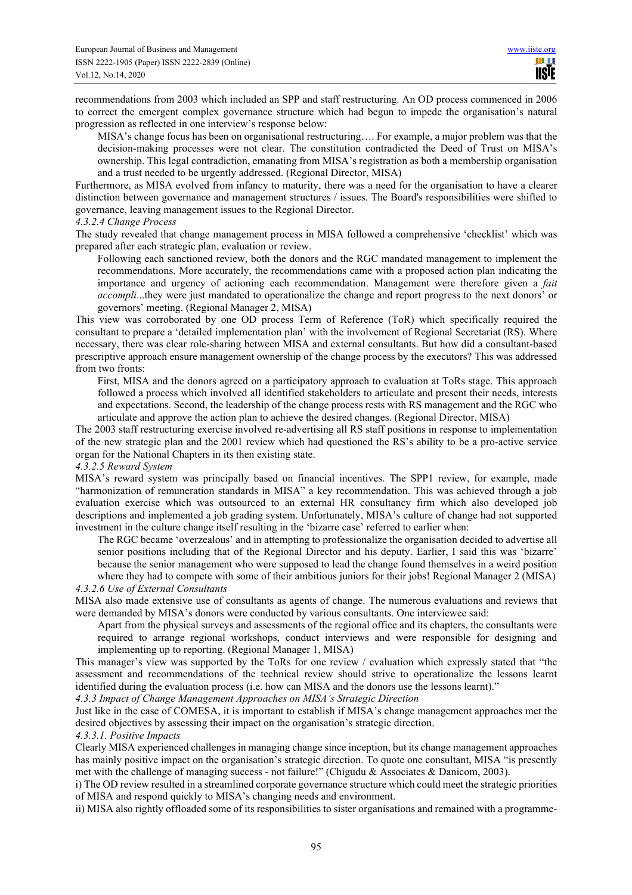recommendations from 2003 which included an SPP and staff restructuring. An OD process commenced in 2006 to correct the emergent complex governance structure which had begun to impede the organisation's natural progression as reflected in one interview's response below:

> MISA's change focus has been on organisational restructuring…. For example, a major problem was that the decision-making processes were not clear. The constitution contradicted the Deed of Trust on MISA's ownership. This legal contradiction, emanating from MISA's registration as both a membership organisation and a trust needed to be urgently addressed. (Regional Director, MISA)

Furthermore, as MISA evolved from infancy to maturity, there was a need for the organisation to have a clearer distinction between governance and management structures / issues. The Board's responsibilities were shifted to governance, leaving management issues to the Regional Director.

#### *4.3.2.4 Change Process*

The study revealed that change management process in MISA followed a comprehensive 'checklist' which was prepared after each strategic plan, evaluation or review.

> Following each sanctioned review, both the donors and the RGC mandated management to implement the recommendations. More accurately, the recommendations came with a proposed action plan indicating the importance and urgency of actioning each recommendation. Management were therefore given a *fait accompli*...they were just mandated to operationalize the change and report progress to the next donors' or governors' meeting. (Regional Manager 2, MISA)

This view was corroborated by one OD process Term of Reference (ToR) which specifically required the consultant to prepare a 'detailed implementation plan' with the involvement of Regional Secretariat (RS). Where necessary, there was clear role-sharing between MISA and external consultants. But how did a consultant-based prescriptive approach ensure management ownership of the change process by the executors? This was addressed from two fronts:

> First, MISA and the donors agreed on a participatory approach to evaluation at ToRs stage. This approach followed a process which involved all identified stakeholders to articulate and present their needs, interests and expectations. Second, the leadership of the change process rests with RS management and the RGC who articulate and approve the action plan to achieve the desired changes. (Regional Director, MISA)

The 2003 staff restructuring exercise involved re-advertising all RS staff positions in response to implementation of the new strategic plan and the 2001 review which had questioned the RS's ability to be a pro-active service organ for the National Chapters in its then existing state.

#### *4.3.2.5 Reward System*

MISA's reward system was principally based on financial incentives. The SPP1 review, for example, made "harmonization of remuneration standards in MISA" a key recommendation. This was achieved through a job evaluation exercise which was outsourced to an external HR consultancy firm which also developed job descriptions and implemented a job grading system. Unfortunately, MISA's culture of change had not supported investment in the culture change itself resulting in the 'bizarre case' referred to earlier when:

> The RGC became 'overzealous' and in attempting to professionalize the organisation decided to advertise all senior positions including that of the Regional Director and his deputy. Earlier, I said this was 'bizarre' because the senior management who were supposed to lead the change found themselves in a weird position where they had to compete with some of their ambitious juniors for their jobs! Regional Manager 2 (MISA)

#### *4.3.2.6 Use of External Consultants*

MISA also made extensive use of consultants as agents of change. The numerous evaluations and reviews that were demanded by MISA's donors were conducted by various consultants. One interviewee said:

> Apart from the physical surveys and assessments of the regional office and its chapters, the consultants were required to arrange regional workshops, conduct interviews and were responsible for designing and implementing up to reporting. (Regional Manager 1, MISA)

This manager's view was supported by the ToRs for one review / evaluation which expressly stated that "the assessment and recommendations of the technical review should strive to operationalize the lessons learnt identified during the evaluation process (i.e. how can MISA and the donors use the lessons learnt)."

### *4.3.3 Impact of Change Management Approaches on MISA's Strategic Direction*

Just like in the case of COMESA, it is important to establish if MISA's change management approaches met the desired objectives by assessing their impact on the organisation's strategic direction.

#### *4.3.3.1. Positive Impacts*

Clearly MISA experienced challenges in managing change since inception, but its change management approaches has mainly positive impact on the organisation's strategic direction. To quote one consultant, MISA "is presently met with the challenge of managing success - not failure!" (Chigudu & Associates & Danicom, 2003).

i) The OD review resulted in a streamlined corporate governance structure which could meet the strategic priorities of MISA and respond quickly to MISA's changing needs and environment.

ii) MISA also rightly offloaded some of its responsibilities to sister organisations and remained with a programme-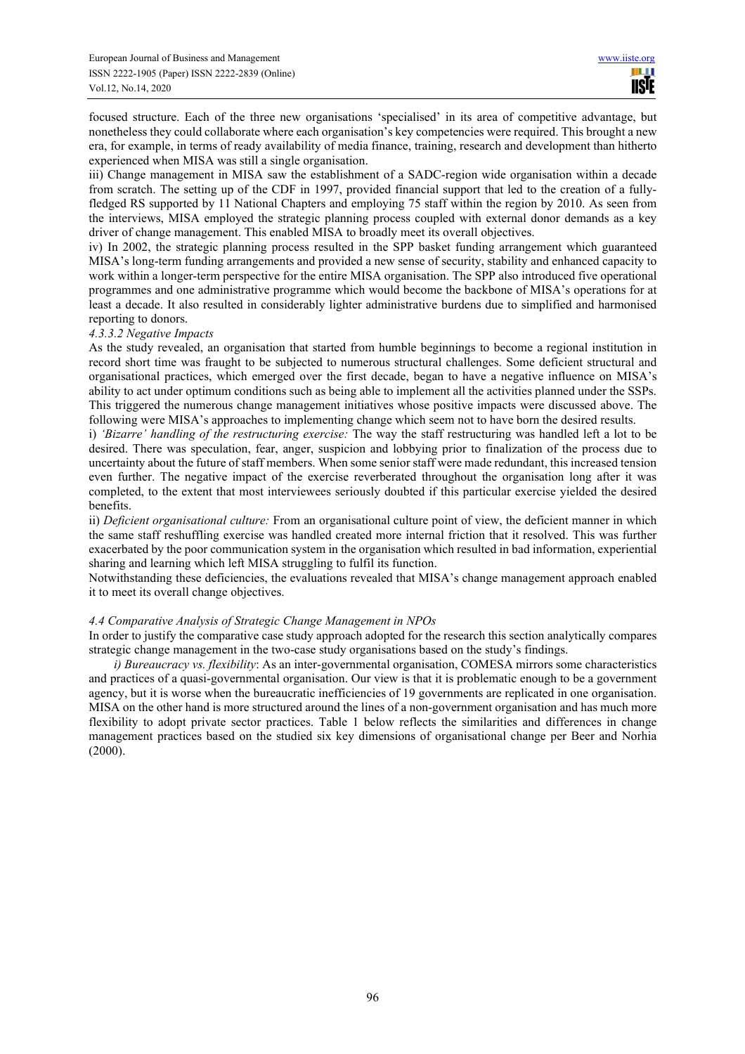focused structure. Each of the three new organisations 'specialised' in its area of competitive advantage, but nonetheless they could collaborate where each organisation's key competencies were required. This brought a new era, for example, in terms of ready availability of media finance, training, research and development than hitherto experienced when MISA was still a single organisation.

iii) Change management in MISA saw the establishment of a SADC-region wide organisation within a decade from scratch. The setting up of the CDF in 1997, provided financial support that led to the creation of a fully-fledged RS supported by 11 National Chapters and employing 75 staff within the region by 2010. As seen from the interviews, MISA employed the strategic planning process coupled with external donor demands as a key driver of change management. This enabled MISA to broadly meet its overall objectives.

iv) In 2002, the strategic planning process resulted in the SPP basket funding arrangement which guaranteed MISA's long-term funding arrangements and provided a new sense of security, stability and enhanced capacity to work within a longer-term perspective for the entire MISA organisation. The SPP also introduced five operational programmes and one administrative programme which would become the backbone of MISA's operations for at least a decade. It also resulted in considerably lighter administrative burdens due to simplified and harmonised reporting to donors.

*4.3.3.2 Negative Impacts*

As the study revealed, an organisation that started from humble beginnings to become a regional institution in record short time was fraught to be subjected to numerous structural challenges. Some deficient structural and organisational practices, which emerged over the first decade, began to have a negative influence on MISA's ability to act under optimum conditions such as being able to implement all the activities planned under the SSPs. This triggered the numerous change management initiatives whose positive impacts were discussed above. The following were MISA's approaches to implementing change which seem not to have born the desired results.

i) *'Bizarre' handling of the restructuring exercise:* The way the staff restructuring was handled left a lot to be desired. There was speculation, fear, anger, suspicion and lobbying prior to finalization of the process due to uncertainty about the future of staff members. When some senior staff were made redundant, this increased tension even further. The negative impact of the exercise reverberated throughout the organisation long after it was completed, to the extent that most interviewees seriously doubted if this particular exercise yielded the desired benefits.

ii) *Deficient organisational culture:* From an organisational culture point of view, the deficient manner in which the same staff reshuffling exercise was handled created more internal friction that it resolved. This was further exacerbated by the poor communication system in the organisation which resulted in bad information, experiential sharing and learning which left MISA struggling to fulfil its function.

Notwithstanding these deficiencies, the evaluations revealed that MISA's change management approach enabled it to meet its overall change objectives.

*4.4 Comparative Analysis of Strategic Change Management in NPOs*

In order to justify the comparative case study approach adopted for the research this section analytically compares strategic change management in the two-case study organisations based on the study's findings.

*i) Bureaucracy vs. flexibility*: As an inter-governmental organisation, COMESA mirrors some characteristics and practices of a quasi-governmental organisation. Our view is that it is problematic enough to be a government agency, but it is worse when the bureaucratic inefficiencies of 19 governments are replicated in one organisation. MISA on the other hand is more structured around the lines of a non-government organisation and has much more flexibility to adopt private sector practices. Table 1 below reflects the similarities and differences in change management practices based on the studied six key dimensions of organisational change per Beer and Norhia (2000).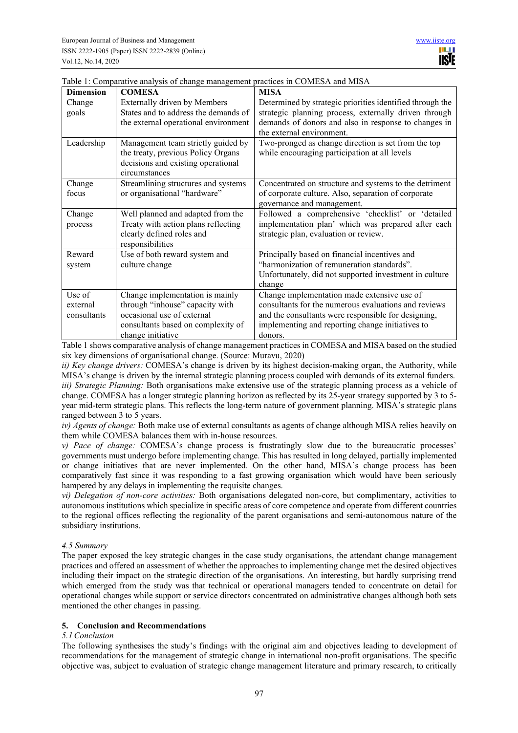Table 1: Comparative analysis of change management practices in COMESA and MISA

| Dimension | COMESA | MISA |
| --- | --- | --- |
| Change goals | Externally driven by Members States and to address the demands of the external operational environment | Determined by strategic priorities identified through the strategic planning process, externally driven through demands of donors and also in response to changes in the external environment. |
| Leadership | Management team strictly guided by the treaty, previous Policy Organs decisions and existing operational circumstances | Two-pronged as change direction is set from the top while encouraging participation at all levels |
| Change focus | Streamlining structures and systems or organisational "hardware" | Concentrated on structure and systems to the detriment of corporate culture. Also, separation of corporate governance and management. |
| Change process | Well planned and adapted from the Treaty with action plans reflecting clearly defined roles and responsibilities | Followed a comprehensive 'checklist' or 'detailed implementation plan' which was prepared after each strategic plan, evaluation or review. |
| Reward system | Use of both reward system and culture change | Principally based on financial incentives and "harmonization of remuneration standards". Unfortunately, did not supported investment in culture change |
| Use of external consultants | Change implementation is mainly through "inhouse" capacity with occasional use of external consultants based on complexity of change initiative | Change implementation made extensive use of consultants for the numerous evaluations and reviews and the consultants were responsible for designing, implementing and reporting change initiatives to donors. |

Table 1 shows comparative analysis of change management practices in COMESA and MISA based on the studied six key dimensions of organisational change. (Source: Muravu, 2020)

*ii) Key change drivers:* COMESA's change is driven by its highest decision-making organ, the Authority, while MISA's change is driven by the internal strategic planning process coupled with demands of its external funders.

*iii) Strategic Planning:* Both organisations make extensive use of the strategic planning process as a vehicle of change. COMESA has a longer strategic planning horizon as reflected by its 25-year strategy supported by 3 to 5-year mid-term strategic plans. This reflects the long-term nature of government planning. MISA's strategic plans ranged between 3 to 5 years.

*iv) Agents of change:* Both make use of external consultants as agents of change although MISA relies heavily on them while COMESA balances them with in-house resources.

*v) Pace of change:* COMESA's change process is frustratingly slow due to the bureaucratic processes' governments must undergo before implementing change. This has resulted in long delayed, partially implemented or change initiatives that are never implemented. On the other hand, MISA's change process has been comparatively fast since it was responding to a fast growing organisation which would have been seriously hampered by any delays in implementing the requisite changes.

*vi) Delegation of non-core activities:* Both organisations delegated non-core, but complimentary, activities to autonomous institutions which specialize in specific areas of core competence and operate from different countries to the regional offices reflecting the regionality of the parent organisations and semi-autonomous nature of the subsidiary institutions.

### *4.5 Summary*

The paper exposed the key strategic changes in the case study organisations, the attendant change management practices and offered an assessment of whether the approaches to implementing change met the desired objectives including their impact on the strategic direction of the organisations. An interesting, but hardly surprising trend which emerged from the study was that technical or operational managers tended to concentrate on detail for operational changes while support or service directors concentrated on administrative changes although both sets mentioned the other changes in passing.

## 5. Conclusion and Recommendations

### *5.1 Conclusion*

The following synthesises the study's findings with the original aim and objectives leading to development of recommendations for the management of strategic change in international non-profit organisations. The specific objective was, subject to evaluation of strategic change management literature and primary research, to critically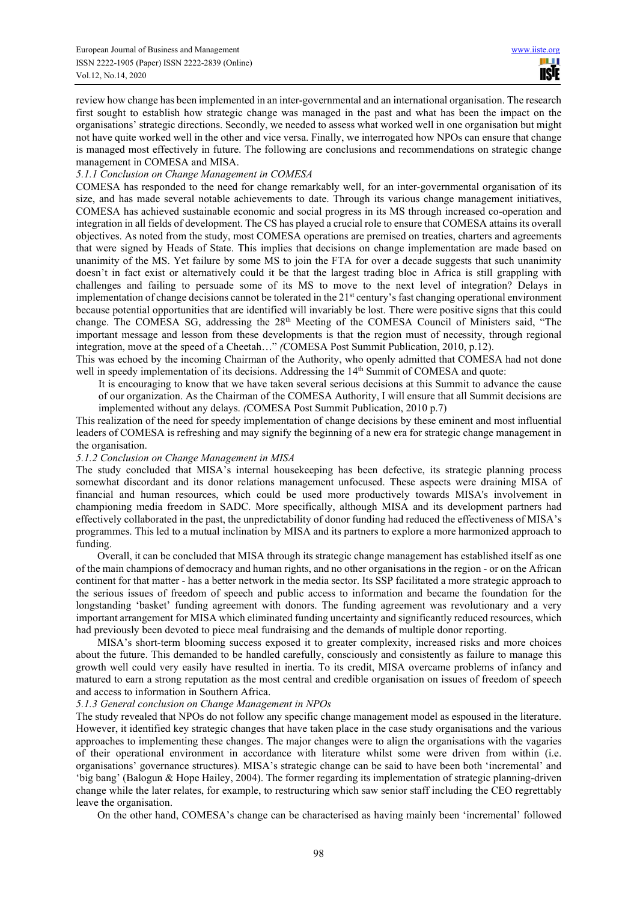review how change has been implemented in an inter-governmental and an international organisation. The research first sought to establish how strategic change was managed in the past and what has been the impact on the organisations' strategic directions. Secondly, we needed to assess what worked well in one organisation but might not have quite worked well in the other and vice versa. Finally, we interrogated how NPOs can ensure that change is managed most effectively in future. The following are conclusions and recommendations on strategic change management in COMESA and MISA.

*5.1.1 Conclusion on Change Management in COMESA*

COMESA has responded to the need for change remarkably well, for an inter-governmental organisation of its size, and has made several notable achievements to date. Through its various change management initiatives, COMESA has achieved sustainable economic and social progress in its MS through increased co-operation and integration in all fields of development. The CS has played a crucial role to ensure that COMESA attains its overall objectives. As noted from the study, most COMESA operations are premised on treaties, charters and agreements that were signed by Heads of State. This implies that decisions on change implementation are made based on unanimity of the MS. Yet failure by some MS to join the FTA for over a decade suggests that such unanimity doesn't in fact exist or alternatively could it be that the largest trading bloc in Africa is still grappling with challenges and failing to persuade some of its MS to move to the next level of integration? Delays in implementation of change decisions cannot be tolerated in the 21st century's fast changing operational environment because potential opportunities that are identified will invariably be lost. There were positive signs that this could change. The COMESA SG, addressing the 28th Meeting of the COMESA Council of Ministers said, "The important message and lesson from these developments is that the region must of necessity, through regional integration, move at the speed of a Cheetah…" *(*COMESA Post Summit Publication, 2010, p.12).

This was echoed by the incoming Chairman of the Authority, who openly admitted that COMESA had not done well in speedy implementation of its decisions. Addressing the 14th Summit of COMESA and quote:

> It is encouraging to know that we have taken several serious decisions at this Summit to advance the cause of our organization. As the Chairman of the COMESA Authority, I will ensure that all Summit decisions are implemented without any delays. *(*COMESA Post Summit Publication, 2010 p.7)

This realization of the need for speedy implementation of change decisions by these eminent and most influential leaders of COMESA is refreshing and may signify the beginning of a new era for strategic change management in the organisation.

*5.1.2 Conclusion on Change Management in MISA*

The study concluded that MISA's internal housekeeping has been defective, its strategic planning process somewhat discordant and its donor relations management unfocused. These aspects were draining MISA of financial and human resources, which could be used more productively towards MISA's involvement in championing media freedom in SADC. More specifically, although MISA and its development partners had effectively collaborated in the past, the unpredictability of donor funding had reduced the effectiveness of MISA's programmes. This led to a mutual inclination by MISA and its partners to explore a more harmonized approach to funding.

Overall, it can be concluded that MISA through its strategic change management has established itself as one of the main champions of democracy and human rights, and no other organisations in the region - or on the African continent for that matter - has a better network in the media sector. Its SSP facilitated a more strategic approach to the serious issues of freedom of speech and public access to information and became the foundation for the longstanding 'basket' funding agreement with donors. The funding agreement was revolutionary and a very important arrangement for MISA which eliminated funding uncertainty and significantly reduced resources, which had previously been devoted to piece meal fundraising and the demands of multiple donor reporting.

MISA's short-term blooming success exposed it to greater complexity, increased risks and more choices about the future. This demanded to be handled carefully, consciously and consistently as failure to manage this growth well could very easily have resulted in inertia. To its credit, MISA overcame problems of infancy and matured to earn a strong reputation as the most central and credible organisation on issues of freedom of speech and access to information in Southern Africa.

*5.1.3 General conclusion on Change Management in NPOs*

The study revealed that NPOs do not follow any specific change management model as espoused in the literature. However, it identified key strategic changes that have taken place in the case study organisations and the various approaches to implementing these changes. The major changes were to align the organisations with the vagaries of their operational environment in accordance with literature whilst some were driven from within (i.e. organisations' governance structures). MISA's strategic change can be said to have been both 'incremental' and 'big bang' (Balogun & Hope Hailey, 2004). The former regarding its implementation of strategic planning-driven change while the later relates, for example, to restructuring which saw senior staff including the CEO regrettably leave the organisation.

On the other hand, COMESA's change can be characterised as having mainly been 'incremental' followed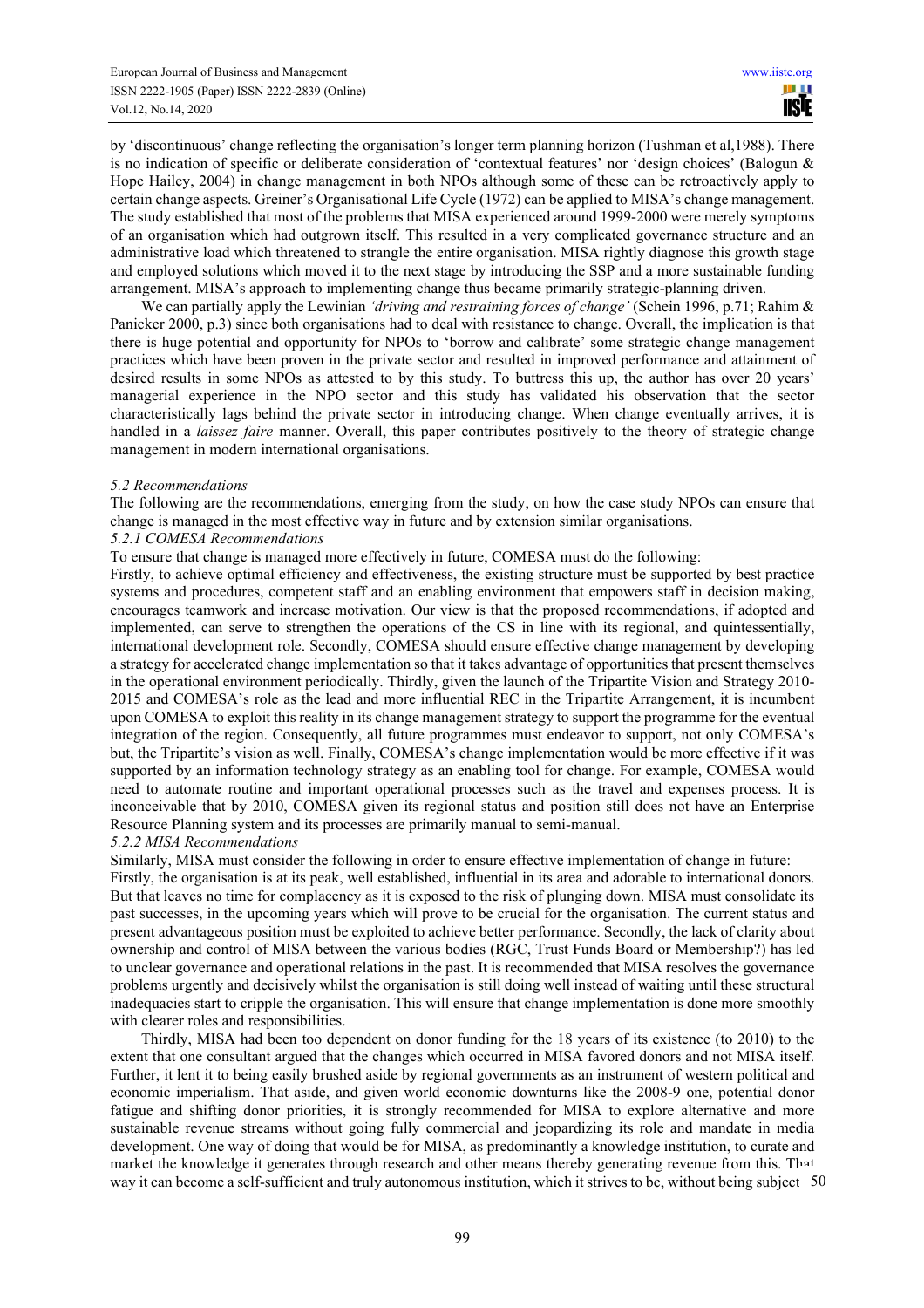by 'discontinuous' change reflecting the organisation's longer term planning horizon (Tushman et al,1988). There is no indication of specific or deliberate consideration of 'contextual features' nor 'design choices' (Balogun & Hope Hailey, 2004) in change management in both NPOs although some of these can be retroactively apply to certain change aspects. Greiner's Organisational Life Cycle (1972) can be applied to MISA's change management. The study established that most of the problems that MISA experienced around 1999-2000 were merely symptoms of an organisation which had outgrown itself. This resulted in a very complicated governance structure and an administrative load which threatened to strangle the entire organisation. MISA rightly diagnose this growth stage and employed solutions which moved it to the next stage by introducing the SSP and a more sustainable funding arrangement. MISA's approach to implementing change thus became primarily strategic-planning driven.

We can partially apply the Lewinian *'driving and restraining forces of change'* (Schein 1996, p.71; Rahim & Panicker 2000, p.3) since both organisations had to deal with resistance to change. Overall, the implication is that there is huge potential and opportunity for NPOs to 'borrow and calibrate' some strategic change management practices which have been proven in the private sector and resulted in improved performance and attainment of desired results in some NPOs as attested to by this study. To buttress this up, the author has over 20 years' managerial experience in the NPO sector and this study has validated his observation that the sector characteristically lags behind the private sector in introducing change. When change eventually arrives, it is handled in a *laissez faire* manner. Overall, this paper contributes positively to the theory of strategic change management in modern international organisations.

### *5.2 Recommendations*

The following are the recommendations, emerging from the study, on how the case study NPOs can ensure that change is managed in the most effective way in future and by extension similar organisations.

#### *5.2.1 COMESA Recommendations*

To ensure that change is managed more effectively in future, COMESA must do the following:

Firstly, to achieve optimal efficiency and effectiveness, the existing structure must be supported by best practice systems and procedures, competent staff and an enabling environment that empowers staff in decision making, encourages teamwork and increase motivation. Our view is that the proposed recommendations, if adopted and implemented, can serve to strengthen the operations of the CS in line with its regional, and quintessentially, international development role. Secondly, COMESA should ensure effective change management by developing a strategy for accelerated change implementation so that it takes advantage of opportunities that present themselves in the operational environment periodically. Thirdly, given the launch of the Tripartite Vision and Strategy 2010-2015 and COMESA's role as the lead and more influential REC in the Tripartite Arrangement, it is incumbent upon COMESA to exploit this reality in its change management strategy to support the programme for the eventual integration of the region. Consequently, all future programmes must endeavor to support, not only COMESA's but, the Tripartite's vision as well. Finally, COMESA's change implementation would be more effective if it was supported by an information technology strategy as an enabling tool for change. For example, COMESA would need to automate routine and important operational processes such as the travel and expenses process. It is inconceivable that by 2010, COMESA given its regional status and position still does not have an Enterprise Resource Planning system and its processes are primarily manual to semi-manual.

#### *5.2.2 MISA Recommendations*

Similarly, MISA must consider the following in order to ensure effective implementation of change in future:

Firstly, the organisation is at its peak, well established, influential in its area and adorable to international donors. But that leaves no time for complacency as it is exposed to the risk of plunging down. MISA must consolidate its past successes, in the upcoming years which will prove to be crucial for the organisation. The current status and present advantageous position must be exploited to achieve better performance. Secondly, the lack of clarity about ownership and control of MISA between the various bodies (RGC, Trust Funds Board or Membership?) has led to unclear governance and operational relations in the past. It is recommended that MISA resolves the governance problems urgently and decisively whilst the organisation is still doing well instead of waiting until these structural inadequacies start to cripple the organisation. This will ensure that change implementation is done more smoothly with clearer roles and responsibilities.

Thirdly, MISA had been too dependent on donor funding for the 18 years of its existence (to 2010) to the extent that one consultant argued that the changes which occurred in MISA favored donors and not MISA itself. Further, it lent it to being easily brushed aside by regional governments as an instrument of western political and economic imperialism. That aside, and given world economic downturns like the 2008-9 one, potential donor fatigue and shifting donor priorities, it is strongly recommended for MISA to explore alternative and more sustainable revenue streams without going fully commercial and jeopardizing its role and mandate in media development. One way of doing that would be for MISA, as predominantly a knowledge institution, to curate and market the knowledge it generates through research and other means thereby generating revenue from this. That way it can become a self-sufficient and truly autonomous institution, which it strives to be, without being subject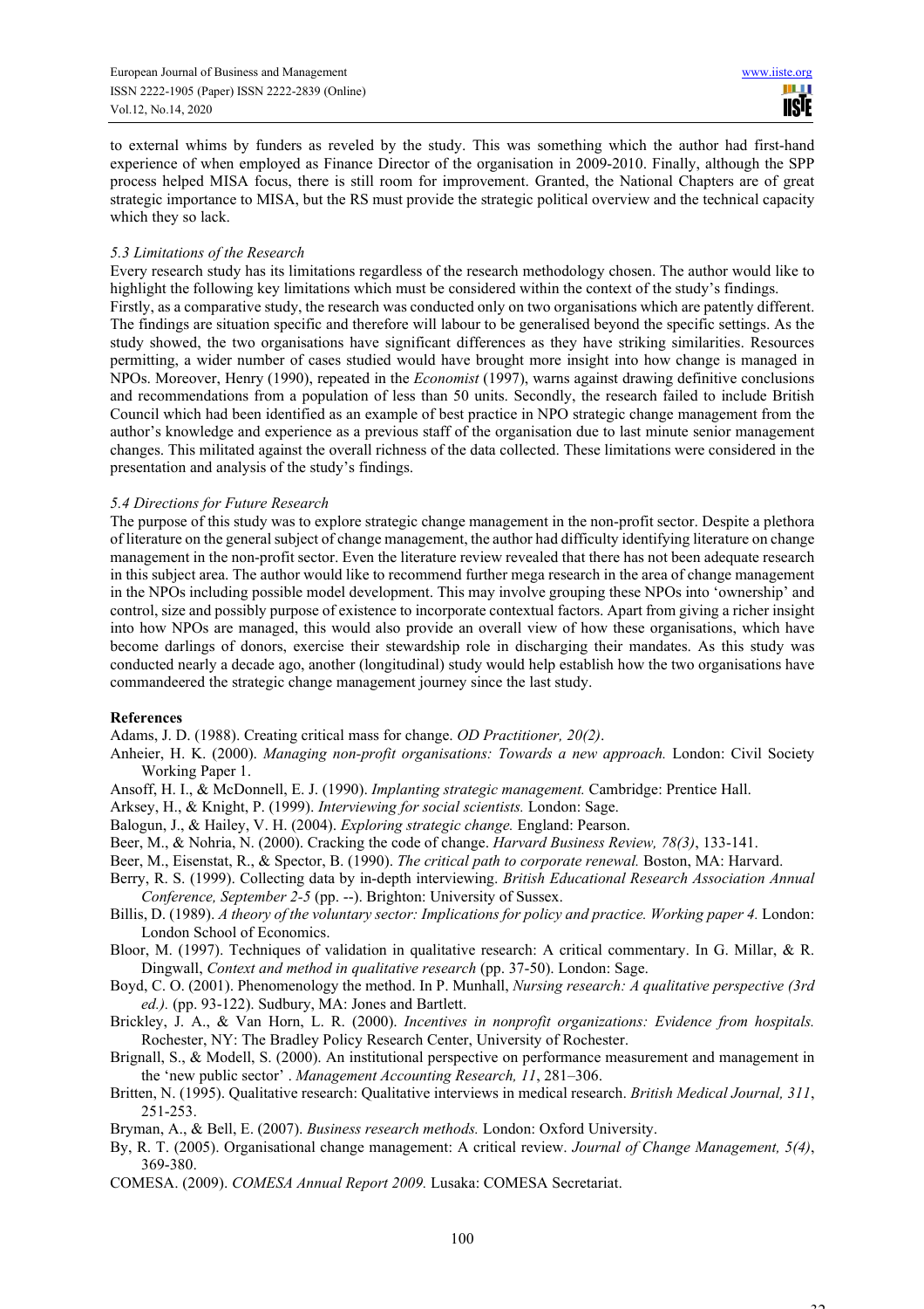to external whims by funders as reveled by the study. This was something which the author had first-hand experience of when employed as Finance Director of the organisation in 2009-2010. Finally, although the SPP process helped MISA focus, there is still room for improvement. Granted, the National Chapters are of great strategic importance to MISA, but the RS must provide the strategic political overview and the technical capacity which they so lack.

### *5.3 Limitations of the Research*

Every research study has its limitations regardless of the research methodology chosen. The author would like to highlight the following key limitations which must be considered within the context of the study's findings.

Firstly, as a comparative study, the research was conducted only on two organisations which are patently different. The findings are situation specific and therefore will labour to be generalised beyond the specific settings. As the study showed, the two organisations have significant differences as they have striking similarities. Resources permitting, a wider number of cases studied would have brought more insight into how change is managed in NPOs. Moreover, Henry (1990), repeated in the *Economist* (1997), warns against drawing definitive conclusions and recommendations from a population of less than 50 units. Secondly, the research failed to include British Council which had been identified as an example of best practice in NPO strategic change management from the author's knowledge and experience as a previous staff of the organisation due to last minute senior management changes. This militated against the overall richness of the data collected. These limitations were considered in the presentation and analysis of the study's findings.

### *5.4 Directions for Future Research*

The purpose of this study was to explore strategic change management in the non-profit sector. Despite a plethora of literature on the general subject of change management, the author had difficulty identifying literature on change management in the non-profit sector. Even the literature review revealed that there has not been adequate research in this subject area. The author would like to recommend further mega research in the area of change management in the NPOs including possible model development. This may involve grouping these NPOs into 'ownership' and control, size and possibly purpose of existence to incorporate contextual factors. Apart from giving a richer insight into how NPOs are managed, this would also provide an overall view of how these organisations, which have become darlings of donors, exercise their stewardship role in discharging their mandates. As this study was conducted nearly a decade ago, another (longitudinal) study would help establish how the two organisations have commandeered the strategic change management journey since the last study.

## References

Adams, J. D. (1988). Creating critical mass for change. *OD Practitioner, 20(2)*.

Anheier, H. K. (2000). *Managing non-profit organisations: Towards a new approach.* London: Civil Society Working Paper 1.

Ansoff, H. I., & McDonnell, E. J. (1990). *Implanting strategic management.* Cambridge: Prentice Hall.

Arksey, H., & Knight, P. (1999). *Interviewing for social scientists.* London: Sage.

Balogun, J., & Hailey, V. H. (2004). *Exploring strategic change.* England: Pearson.

Beer, M., & Nohria, N. (2000). Cracking the code of change. *Harvard Business Review, 78(3)*, 133-141.

Beer, M., Eisenstat, R., & Spector, B. (1990). *The critical path to corporate renewal.* Boston, MA: Harvard.

Berry, R. S. (1999). Collecting data by in-depth interviewing. *British Educational Research Association Annual Conference, September 2-5* (pp. --). Brighton: University of Sussex.

Billis, D. (1989). *A theory of the voluntary sector: Implications for policy and practice. Working paper 4.* London: London School of Economics.

Bloor, M. (1997). Techniques of validation in qualitative research: A critical commentary. In G. Millar, & R. Dingwall, *Context and method in qualitative research* (pp. 37-50). London: Sage.

Boyd, C. O. (2001). Phenomenology the method. In P. Munhall, *Nursing research: A qualitative perspective (3rd ed.).* (pp. 93-122). Sudbury, MA: Jones and Bartlett.

Brickley, J. A., & Van Horn, L. R. (2000). *Incentives in nonprofit organizations: Evidence from hospitals.* Rochester, NY: The Bradley Policy Research Center, University of Rochester.

Brignall, S., & Modell, S. (2000). An institutional perspective on performance measurement and management in the 'new public sector' . *Management Accounting Research, 11*, 281–306.

Britten, N. (1995). Qualitative research: Qualitative interviews in medical research. *British Medical Journal, 311*, 251-253.

Bryman, A., & Bell, E. (2007). *Business research methods.* London: Oxford University.

By, R. T. (2005). Organisational change management: A critical review. *Journal of Change Management, 5(4)*, 369-380.

COMESA. (2009). *COMESA Annual Report 2009.* Lusaka: COMESA Secretariat.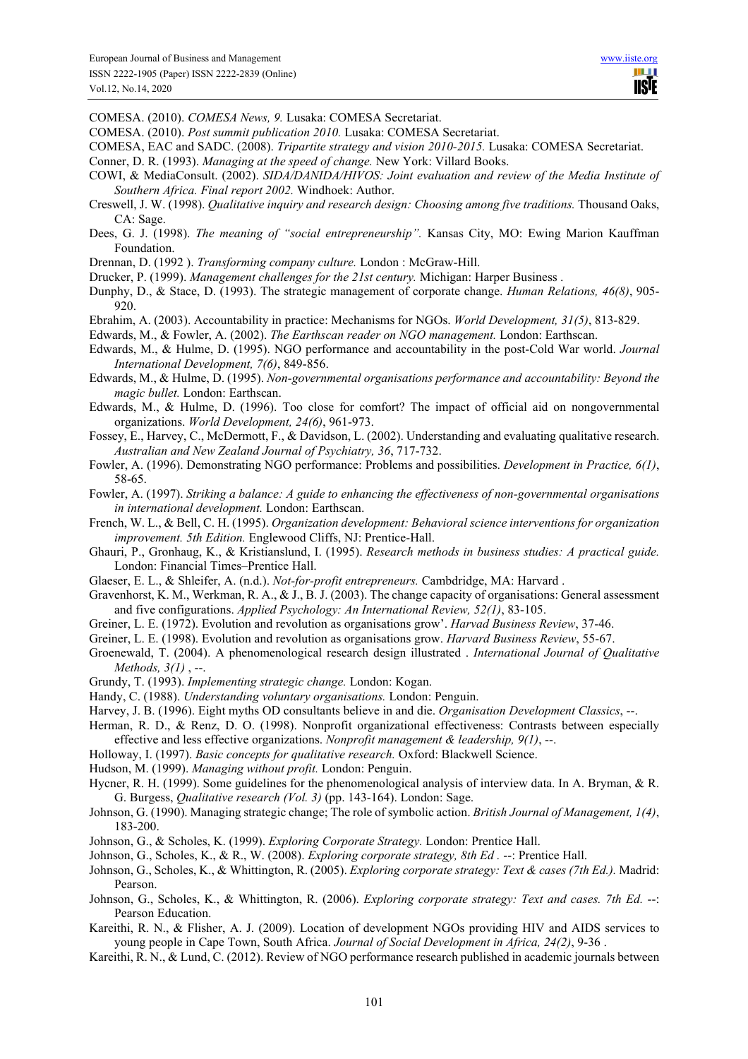COMESA. (2010). *COMESA News, 9.* Lusaka: COMESA Secretariat.

COMESA. (2010). *Post summit publication 2010.* Lusaka: COMESA Secretariat.

COMESA, EAC and SADC. (2008). *Tripartite strategy and vision 2010-2015.* Lusaka: COMESA Secretariat.

Conner, D. R. (1993). *Managing at the speed of change.* New York: Villard Books.

COWI, & MediaConsult. (2002). *SIDA/DANIDA/HIVOS: Joint evaluation and review of the Media Institute of Southern Africa. Final report 2002.* Windhoek: Author.

Creswell, J. W. (1998). *Qualitative inquiry and research design: Choosing among five traditions.* Thousand Oaks, CA: Sage.

Dees, G. J. (1998). *The meaning of "social entrepreneurship".* Kansas City, MO: Ewing Marion Kauffman Foundation.

Drennan, D. (1992 ). *Transforming company culture.* London : McGraw-Hill.

Drucker, P. (1999). *Management challenges for the 21st century.* Michigan: Harper Business .

Dunphy, D., & Stace, D. (1993). The strategic management of corporate change. *Human Relations, 46(8)*, 905-920.

Ebrahim, A. (2003). Accountability in practice: Mechanisms for NGOs. *World Development, 31(5)*, 813-829.

Edwards, M., & Fowler, A. (2002). *The Earthscan reader on NGO management.* London: Earthscan.

Edwards, M., & Hulme, D. (1995). NGO performance and accountability in the post-Cold War world. *Journal International Development, 7(6)*, 849-856.

Edwards, M., & Hulme, D. (1995). *Non-governmental organisations performance and accountability: Beyond the magic bullet.* London: Earthscan.

Edwards, M., & Hulme, D. (1996). Too close for comfort? The impact of official aid on nongovernmental organizations. *World Development, 24(6)*, 961-973.

Fossey, E., Harvey, C., McDermott, F., & Davidson, L. (2002). Understanding and evaluating qualitative research. *Australian and New Zealand Journal of Psychiatry, 36*, 717-732.

Fowler, A. (1996). Demonstrating NGO performance: Problems and possibilities. *Development in Practice, 6(1)*, 58-65.

Fowler, A. (1997). *Striking a balance: A guide to enhancing the effectiveness of non-governmental organisations in international development.* London: Earthscan.

French, W. L., & Bell, C. H. (1995). *Organization development: Behavioral science interventions for organization improvement. 5th Edition.* Englewood Cliffs, NJ: Prentice-Hall.

Ghauri, P., Gronhaug, K., & Kristianslund, I. (1995). *Research methods in business studies: A practical guide.* London: Financial Times–Prentice Hall.

Glaeser, E. L., & Shleifer, A. (n.d.). *Not-for-profit entrepreneurs.* Cambdridge, MA: Harvard .

Gravenhorst, K. M., Werkman, R. A., & J., B. J. (2003). The change capacity of organisations: General assessment and five configurations. *Applied Psychology: An International Review, 52(1)*, 83-105.

Greiner, L. E. (1972). Evolution and revolution as organisations grow'. *Harvad Business Review*, 37-46.

Greiner, L. E. (1998). Evolution and revolution as organisations grow. *Harvard Business Review*, 55-67.

Groenewald, T. (2004). A phenomenological research design illustrated . *International Journal of Qualitative Methods, 3(1)* , --.

Grundy, T. (1993). *Implementing strategic change.* London: Kogan.

Handy, C. (1988). *Understanding voluntary organisations.* London: Penguin.

Harvey, J. B. (1996). Eight myths OD consultants believe in and die. *Organisation Development Classics*, --.

Herman, R. D., & Renz, D. O. (1998). Nonprofit organizational effectiveness: Contrasts between especially effective and less effective organizations. *Nonprofit management & leadership, 9(1)*, --.

Holloway, I. (1997). *Basic concepts for qualitative research.* Oxford: Blackwell Science.

Hudson, M. (1999). *Managing without profit.* London: Penguin.

Hycner, R. H. (1999). Some guidelines for the phenomenological analysis of interview data. In A. Bryman, & R. G. Burgess, *Qualitative research (Vol. 3)* (pp. 143-164). London: Sage.

Johnson, G. (1990). Managing strategic change; The role of symbolic action. *British Journal of Management, 1(4)*, 183-200.

Johnson, G., & Scholes, K. (1999). *Exploring Corporate Strategy.* London: Prentice Hall.

Johnson, G., Scholes, K., & R., W. (2008). *Exploring corporate strategy, 8th Ed .* --: Prentice Hall.

Johnson, G., Scholes, K., & Whittington, R. (2005). *Exploring corporate strategy: Text & cases (7th Ed.).* Madrid: Pearson.

Johnson, G., Scholes, K., & Whittington, R. (2006). *Exploring corporate strategy: Text and cases. 7th Ed.* --: Pearson Education.

Kareithi, R. N., & Flisher, A. J. (2009). Location of development NGOs providing HIV and AIDS services to young people in Cape Town, South Africa. *Journal of Social Development in Africa, 24(2)*, 9-36 .

Kareithi, R. N., & Lund, C. (2012). Review of NGO performance research published in academic journals between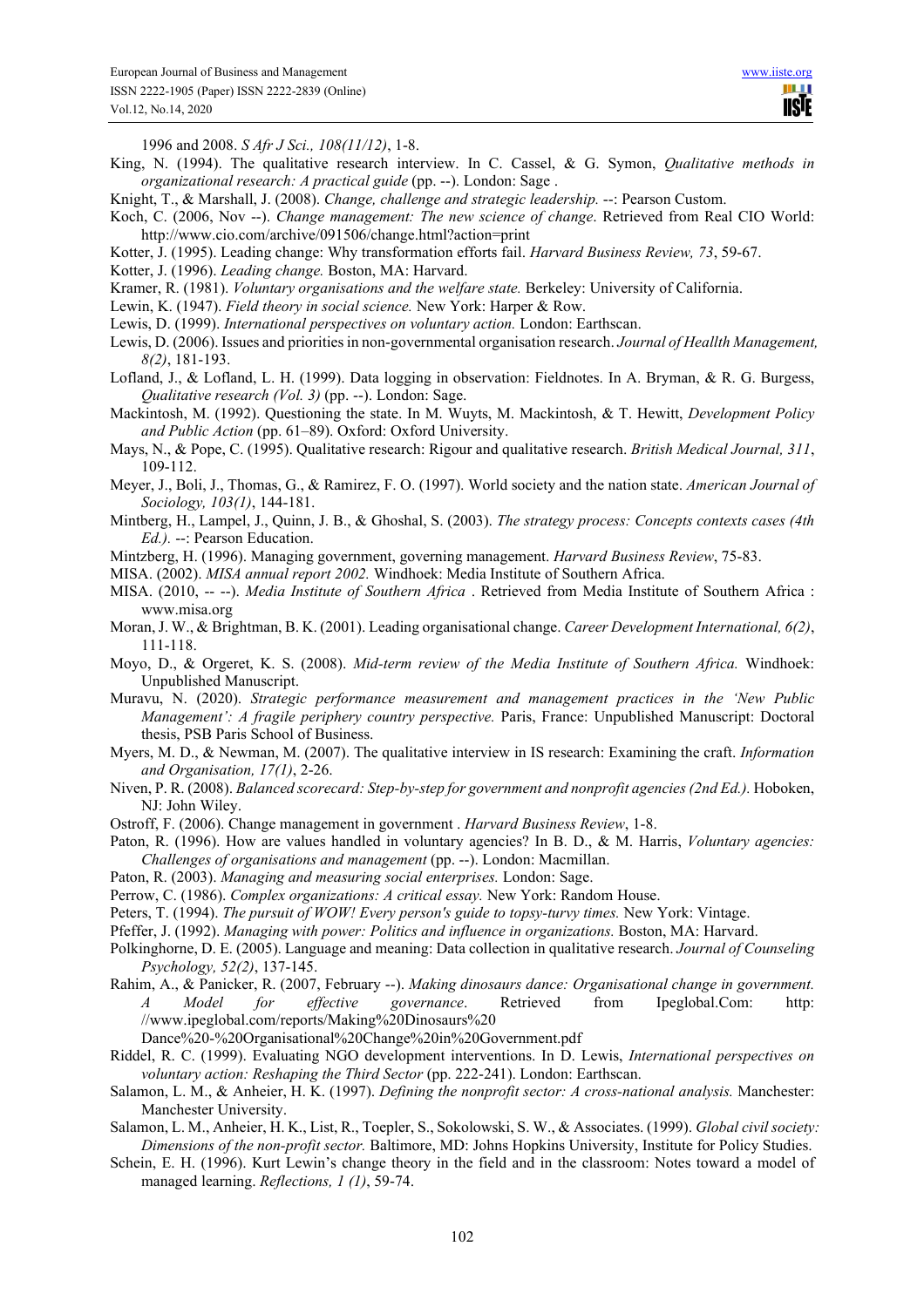1996 and 2008. *S Afr J Sci., 108(11/12)*, 1-8.

King, N. (1994). The qualitative research interview. In C. Cassel, & G. Symon, *Qualitative methods in organizational research: A practical guide* (pp. --). London: Sage .

Knight, T., & Marshall, J. (2008). *Change, challenge and strategic leadership.* --: Pearson Custom.

Koch, C. (2006, Nov --). *Change management: The new science of change*. Retrieved from Real CIO World: http://www.cio.com/archive/091506/change.html?action=print

Kotter, J. (1995). Leading change: Why transformation efforts fail. *Harvard Business Review, 73*, 59-67.

Kotter, J. (1996). *Leading change.* Boston, MA: Harvard.

Kramer, R. (1981). *Voluntary organisations and the welfare state.* Berkeley: University of California.

Lewin, K. (1947). *Field theory in social science.* New York: Harper & Row.

Lewis, D. (1999). *International perspectives on voluntary action.* London: Earthscan.

Lewis, D. (2006). Issues and priorities in non-governmental organisation research. *Journal of Heallth Management, 8(2)*, 181-193.

Lofland, J., & Lofland, L. H. (1999). Data logging in observation: Fieldnotes. In A. Bryman, & R. G. Burgess, *Qualitative research (Vol. 3)* (pp. --). London: Sage.

Mackintosh, M. (1992). Questioning the state. In M. Wuyts, M. Mackintosh, & T. Hewitt, *Development Policy and Public Action* (pp. 61–89). Oxford: Oxford University.

Mays, N., & Pope, C. (1995). Qualitative research: Rigour and qualitative research. *British Medical Journal, 311*, 109-112.

Meyer, J., Boli, J., Thomas, G., & Ramirez, F. O. (1997). World society and the nation state. *American Journal of Sociology, 103(1)*, 144-181.

Mintberg, H., Lampel, J., Quinn, J. B., & Ghoshal, S. (2003). *The strategy process: Concepts contexts cases (4th Ed.).* --: Pearson Education.

Mintzberg, H. (1996). Managing government, governing management. *Harvard Business Review*, 75-83.

MISA. (2002). *MISA annual report 2002.* Windhoek: Media Institute of Southern Africa.

MISA. (2010, -- --). *Media Institute of Southern Africa* . Retrieved from Media Institute of Southern Africa : www.misa.org

Moran, J. W., & Brightman, B. K. (2001). Leading organisational change. *Career Development International, 6(2)*, 111-118.

Moyo, D., & Orgeret, K. S. (2008). *Mid-term review of the Media Institute of Southern Africa.* Windhoek: Unpublished Manuscript.

Muravu, N. (2020). *Strategic performance measurement and management practices in the 'New Public Management': A fragile periphery country perspective.* Paris, France: Unpublished Manuscript: Doctoral thesis, PSB Paris School of Business.

Myers, M. D., & Newman, M. (2007). The qualitative interview in IS research: Examining the craft. *Information and Organisation, 17(1)*, 2-26.

Niven, P. R. (2008). *Balanced scorecard: Step-by-step for government and nonprofit agencies (2nd Ed.).* Hoboken, NJ: John Wiley.

Ostroff, F. (2006). Change management in government . *Harvard Business Review*, 1-8.

Paton, R. (1996). How are values handled in voluntary agencies? In B. D., & M. Harris, *Voluntary agencies: Challenges of organisations and management* (pp. --). London: Macmillan.

Paton, R. (2003). *Managing and measuring social enterprises.* London: Sage.

Perrow, C. (1986). *Complex organizations: A critical essay.* New York: Random House.

Peters, T. (1994). *The pursuit of WOW! Every person's guide to topsy-turvy times.* New York: Vintage.

Pfeffer, J. (1992). *Managing with power: Politics and influence in organizations.* Boston, MA: Harvard.

Polkinghorne, D. E. (2005). Language and meaning: Data collection in qualitative research. *Journal of Counseling Psychology, 52(2)*, 137-145.

Rahim, A., & Panicker, R. (2007, February --). *Making dinosaurs dance: Organisational change in government. A Model for effective governance*. Retrieved from Ipeglobal.Com: http: //www.ipeglobal.com/reports/Making%20Dinosaurs%20 Dance%20-%20Organisational%20Change%20in%20Government.pdf

Riddel, R. C. (1999). Evaluating NGO development interventions. In D. Lewis, *International perspectives on voluntary action: Reshaping the Third Sector* (pp. 222-241). London: Earthscan.

Salamon, L. M., & Anheier, H. K. (1997). *Defining the nonprofit sector: A cross-national analysis.* Manchester: Manchester University.

Salamon, L. M., Anheier, H. K., List, R., Toepler, S., Sokolowski, S. W., & Associates. (1999). *Global civil society: Dimensions of the non-profit sector.* Baltimore, MD: Johns Hopkins University, Institute for Policy Studies.

Schein, E. H. (1996). Kurt Lewin's change theory in the field and in the classroom: Notes toward a model of managed learning. *Reflections, 1 (1)*, 59-74.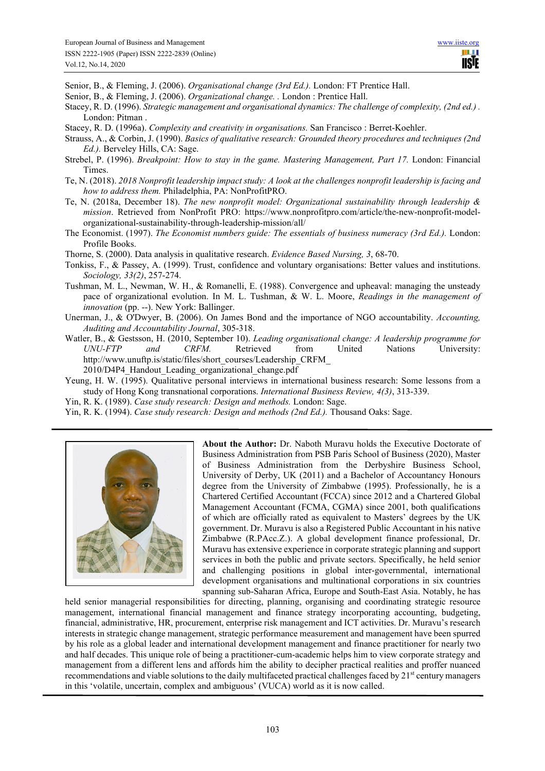Senior, B., & Fleming, J. (2006). *Organisational change (3rd Ed.).* London: FT Prentice Hall.

Senior, B., & Fleming, J. (2006). *Organizational change.* . London : Prentice Hall.

Stacey, R. D. (1996). *Strategic management and organisational dynamics: The challenge of complexity, (2nd ed.)* . London: Pitman .

Stacey, R. D. (1996a). *Complexity and creativity in organisations.* San Francisco : Berret-Koehler.

Strauss, A., & Corbin, J. (1990). *Basics of qualitative research: Grounded theory procedures and techniques (2nd Ed.).* Berveley Hills, CA: Sage.

Strebel, P. (1996). *Breakpoint: How to stay in the game. Mastering Management, Part 17.* London: Financial Times.

Te, N. (2018). *2018 Nonprofit leadership impact study: A look at the challenges nonprofit leadership is facing and how to address them.* Philadelphia, PA: NonProfitPRO.

Te, N. (2018a, December 18). *The new nonprofit model: Organizational sustainability through leadership & mission*. Retrieved from NonProfit PRO: https://www.nonprofitpro.com/article/the-new-nonprofit-model-organizational-sustainability-through-leadership-mission/all/

The Economist. (1997). *The Economist numbers guide: The essentials of business numeracy (3rd Ed.).* London: Profile Books.

Thorne, S. (2000). Data analysis in qualitative research. *Evidence Based Nursing, 3*, 68-70.

Tonkiss, F., & Passey, A. (1999). Trust, confidence and voluntary organisations: Better values and institutions. *Sociology, 33(2)*, 257-274.

Tushman, M. L., Newman, W. H., & Romanelli, E. (1988). Convergence and upheaval: managing the unsteady pace of organizational evolution. In M. L. Tushman, & W. L. Moore, *Readings in the management of innovation* (pp. --). New York: Ballinger.

Unerman, J., & O'Dwyer, B. (2006). On James Bond and the importance of NGO accountability. *Accounting, Auditing and Accountability Journal*, 305-318.

Watler, B., & Gestsson, H. (2010, September 10). *Leading organisational change: A leadership programme for UNU-FTP and CRFM.* Retrieved from United Nations University: http://www.unuftp.is/static/files/short_courses/Leadership_CRFM_2010/D4P4_Handout_Leading_organizational_change.pdf

Yeung, H. W. (1995). Qualitative personal interviews in international business research: Some lessons from a study of Hong Kong transnational corporations. *International Business Review, 4(3)*, 313-339.

Yin, R. K. (1989). *Case study research: Design and methods.* London: Sage.

Yin, R. K. (1994). *Case study research: Design and methods (2nd Ed.).* Thousand Oaks: Sage.

---

**About the Author:** Dr. Naboth Muravu holds the Executive Doctorate of Business Administration from PSB Paris School of Business (2020), Master of Business Administration from the Derbyshire Business School, University of Derby, UK (2011) and a Bachelor of Accountancy Honours degree from the University of Zimbabwe (1995). Professionally, he is a Chartered Certified Accountant (FCCA) since 2012 and a Chartered Global Management Accountant (FCMA, CGMA) since 2001, both qualifications of which are officially rated as equivalent to Masters' degrees by the UK government. Dr. Muravu is also a Registered Public Accountant in his native Zimbabwe (R.PAcc.Z.). A global development finance professional, Dr. Muravu has extensive experience in corporate strategic planning and support services in both the public and private sectors. Specifically, he held senior and challenging positions in global inter-governmental, international development organisations and multinational corporations in six countries spanning sub-Saharan Africa, Europe and South-East Asia. Notably, he has held senior managerial responsibilities for directing, planning, organising and coordinating strategic resource management, international financial management and finance strategy incorporating accounting, budgeting, financial, administrative, HR, procurement, enterprise risk management and ICT activities. Dr. Muravu's research interests in strategic change management, strategic performance measurement and management have been spurred by his role as a global leader and international development management and finance practitioner for nearly two and half decades. This unique role of being a practitioner-cum-academic helps him to view corporate strategy and management from a different lens and affords him the ability to decipher practical realities and proffer nuanced recommendations and viable solutions to the daily multifaceted practical challenges faced by 21st century managers in this 'volatile, uncertain, complex and ambiguous' (VUCA) world as it is now called.